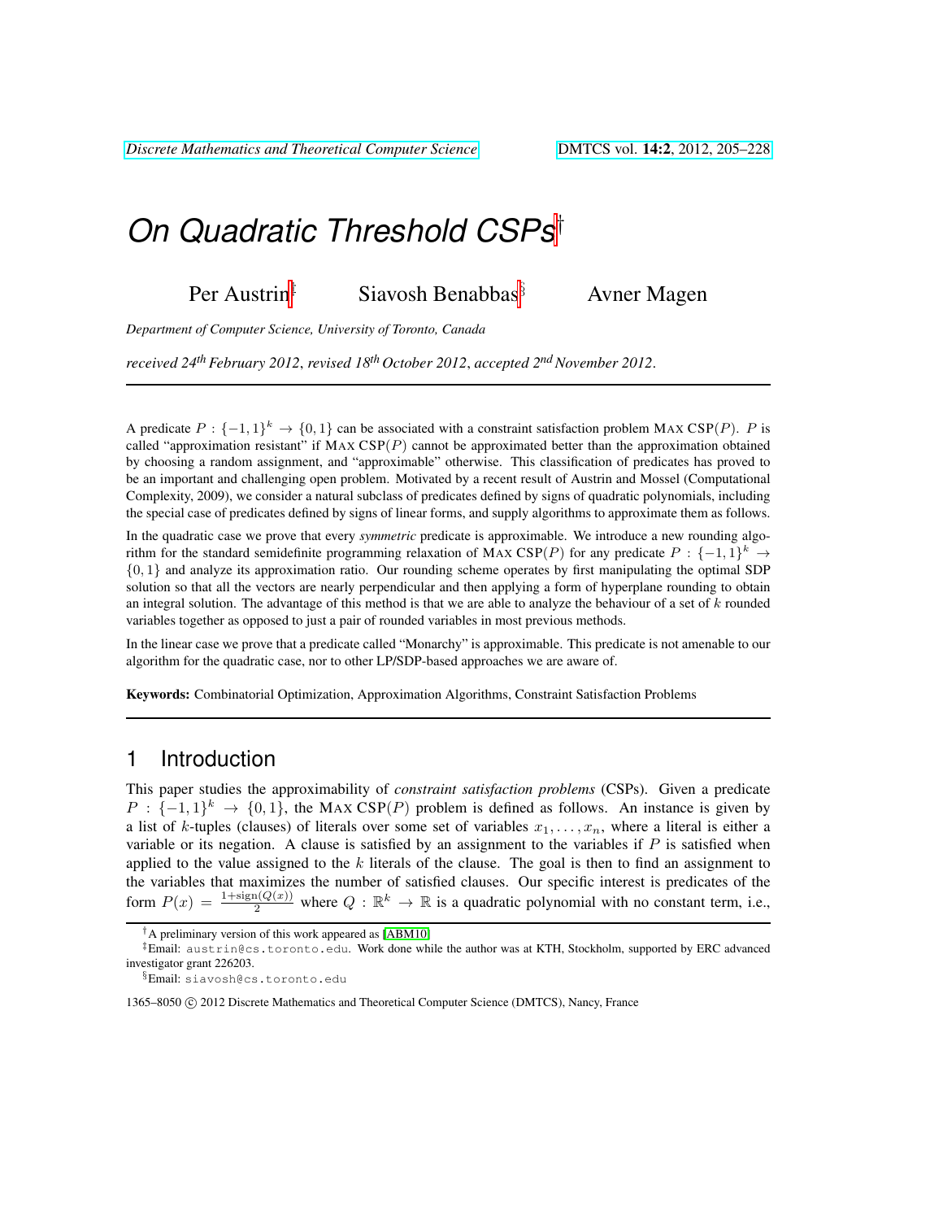# On Quadratic Threshold CSPs[†]

Per Austrin[‡] Siavosh Benabbas[§] Avner Magen

*Department of Computer Science, University of Toronto, Canada*

*received 24th February 2012, revised 18th October 2012, accepted 2nd November 2012.*

---

A predicate $P : \{-1,1\}^k \to \{0,1\}$ can be associated with a constraint satisfaction problem MAX CSP$(P)$. $P$ is called "approximation resistant" if MAX CSP$(P)$ cannot be approximated better than the approximation obtained by choosing a random assignment, and "approximable" otherwise. This classification of predicates has proved to be an important and challenging open problem. Motivated by a recent result of Austrin and Mossel (Computational Complexity, 2009), we consider a natural subclass of predicates defined by signs of quadratic polynomials, including the special case of predicates defined by signs of linear forms, and supply algorithms to approximate them as follows.

In the quadratic case we prove that every *symmetric* predicate is approximable. We introduce a new rounding algorithm for the standard semidefinite programming relaxation of MAX CSP$(P)$ for any predicate $P : \{-1,1\}^k \to \{0,1\}$ and analyze its approximation ratio. Our rounding scheme operates by first manipulating the optimal SDP solution so that all the vectors are nearly perpendicular and then applying a form of hyperplane rounding to obtain an integral solution. The advantage of this method is that we are able to analyze the behaviour of a set of $k$ rounded variables together as opposed to just a pair of rounded variables in most previous methods.

In the linear case we prove that a predicate called "Monarchy" is approximable. This predicate is not amenable to our algorithm for the quadratic case, nor to other LP/SDP-based approaches we are aware of.

**Keywords:** Combinatorial Optimization, Approximation Algorithms, Constraint Satisfaction Problems

---

## 1 Introduction

This paper studies the approximability of *constraint satisfaction problems* (CSPs). Given a predicate $P : \{-1,1\}^k \to \{0,1\}$, the MAX CSP$(P)$ problem is defined as follows. An instance is given by a list of $k$-tuples (clauses) of literals over some set of variables $x_1, \ldots, x_n$, where a literal is either a variable or its negation. A clause is satisfied by an assignment to the variables if $P$ is satisfied when applied to the value assigned to the $k$ literals of the clause. The goal is then to find an assignment to the variables that maximizes the number of satisfied clauses. Our specific interest is predicates of the form $P(x) = \frac{1+\text{sign}(Q(x))}{2}$ where $Q : \mathbb{R}^k \to \mathbb{R}$ is a quadratic polynomial with no constant term, i.e.,

[†] A preliminary version of this work appeared as [ABM10].

[‡] Email: austrin@cs.toronto.edu. Work done while the author was at KTH, Stockholm, supported by ERC advanced investigator grant 226203.

[§] Email: siavosh@cs.toronto.edu

1365–8050 © 2012 Discrete Mathematics and Theoretical Computer Science (DMTCS), Nancy, France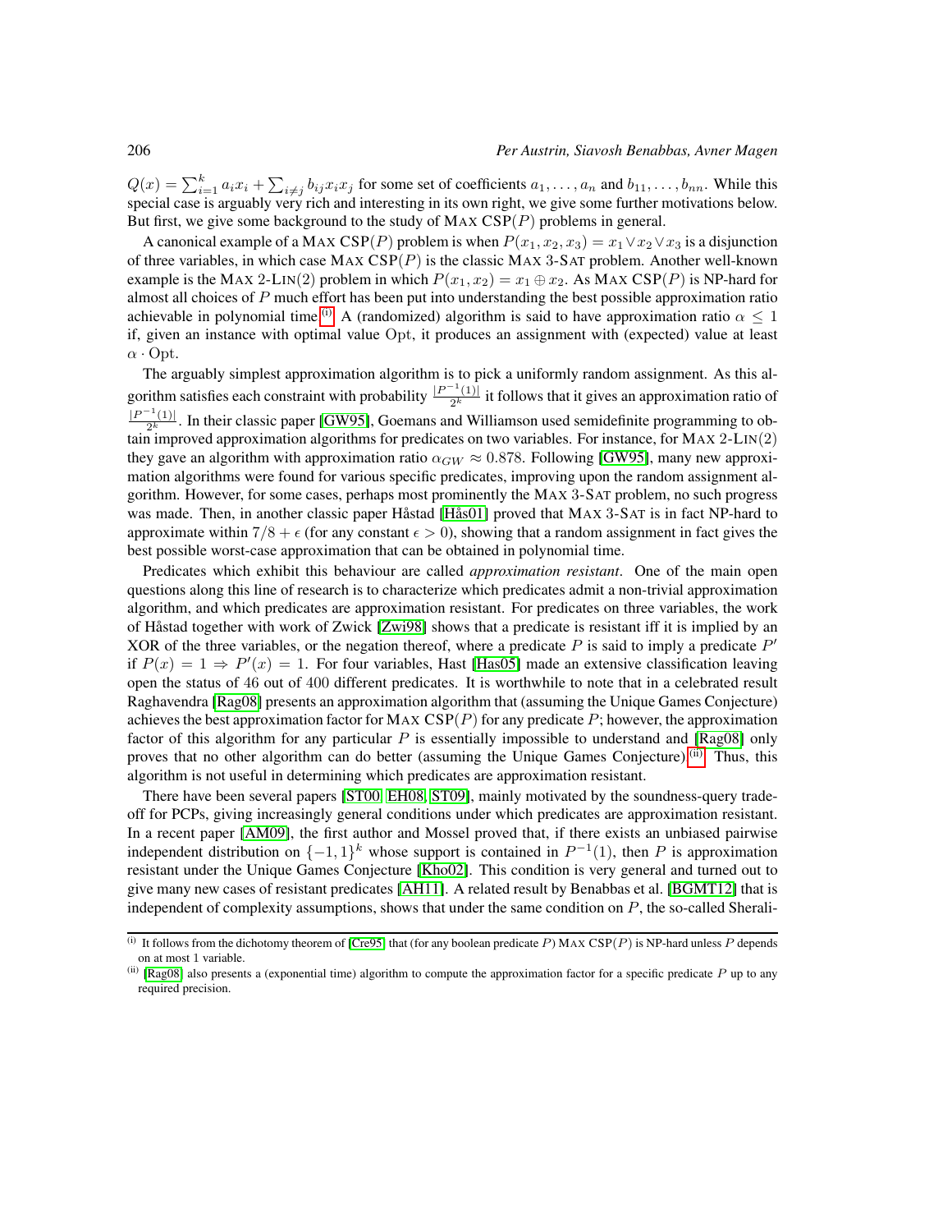$Q(x) = \sum_{i=1}^{k} a_i x_i + \sum_{i \neq j} b_{ij} x_i x_j$ for some set of coefficients $a_1, \ldots, a_n$ and $b_{11}, \ldots, b_{nn}$. While this special case is arguably very rich and interesting in its own right, we give some further motivations below. But first, we give some background to the study of MAX CSP($P$) problems in general.

A canonical example of a MAX CSP($P$) problem is when $P(x_1, x_2, x_3) = x_1 \vee x_2 \vee x_3$ is a disjunction of three variables, in which case MAX CSP($P$) is the classic MAX 3-SAT problem. Another well-known example is the MAX 2-LIN(2) problem in which $P(x_1, x_2) = x_1 \oplus x_2$. As MAX CSP($P$) is NP-hard for almost all choices of $P$ much effort has been put into understanding the best possible approximation ratio achievable in polynomial time.[(i)] A (randomized) algorithm is said to have approximation ratio $\alpha \leq 1$ if, given an instance with optimal value $\mathrm{Opt}$, it produces an assignment with (expected) value at least $\alpha \cdot \mathrm{Opt}$.

The arguably simplest approximation algorithm is to pick a uniformly random assignment. As this algorithm satisfies each constraint with probability $\frac{|P^{-1}(1)|}{2^k}$ it follows that it gives an approximation ratio of $\frac{|P^{-1}(1)|}{2^k}$. In their classic paper [GW95], Goemans and Williamson used semidefinite programming to obtain improved approximation algorithms for predicates on two variables. For instance, for MAX 2-LIN(2) they gave an algorithm with approximation ratio $\alpha_{GW} \approx 0.878$. Following [GW95], many new approximation algorithms were found for various specific predicates, improving upon the random assignment algorithm. However, for some cases, perhaps most prominently the MAX 3-SAT problem, no such progress was made. Then, in another classic paper Håstad [Hås01] proved that MAX 3-SAT is in fact NP-hard to approximate within $7/8 + \epsilon$ (for any constant $\epsilon > 0$), showing that a random assignment in fact gives the best possible worst-case approximation that can be obtained in polynomial time.

Predicates which exhibit this behaviour are called *approximation resistant*. One of the main open questions along this line of research is to characterize which predicates admit a non-trivial approximation algorithm, and which predicates are approximation resistant. For predicates on three variables, the work of Håstad together with work of Zwick [Zwi98] shows that a predicate is resistant iff it is implied by an XOR of the three variables, or the negation thereof, where a predicate $P$ is said to imply a predicate $P'$ if $P(x) = 1 \Rightarrow P'(x) = 1$. For four variables, Hast [Has05] made an extensive classification leaving open the status of 46 out of 400 different predicates. It is worthwhile to note that in a celebrated result Raghavendra [Rag08] presents an approximation algorithm that (assuming the Unique Games Conjecture) achieves the best approximation factor for MAX CSP($P$) for any predicate $P$; however, the approximation factor of this algorithm for any particular $P$ is essentially impossible to understand and [Rag08] only proves that no other algorithm can do better (assuming the Unique Games Conjecture).[(ii)] Thus, this algorithm is not useful in determining which predicates are approximation resistant.

There have been several papers [ST00, EH08, ST09], mainly motivated by the soundness-query tradeoff for PCPs, giving increasingly general conditions under which predicates are approximation resistant. In a recent paper [AM09], the first author and Mossel proved that, if there exists an unbiased pairwise independent distribution on $\{-1, 1\}^k$ whose support is contained in $P^{-1}(1)$, then $P$ is approximation resistant under the Unique Games Conjecture [Kho02]. This condition is very general and turned out to give many new cases of resistant predicates [AH11]. A related result by Benabbas et al. [BGMT12] that is independent of complexity assumptions, shows that under the same condition on $P$, the so-called Sherali-

(i) It follows from the dichotomy theorem of [Cre95] that (for any boolean predicate $P$) MAX CSP($P$) is NP-hard unless $P$ depends on at most 1 variable.

(ii) [Rag08] also presents a (exponential time) algorithm to compute the approximation factor for a specific predicate $P$ up to any required precision.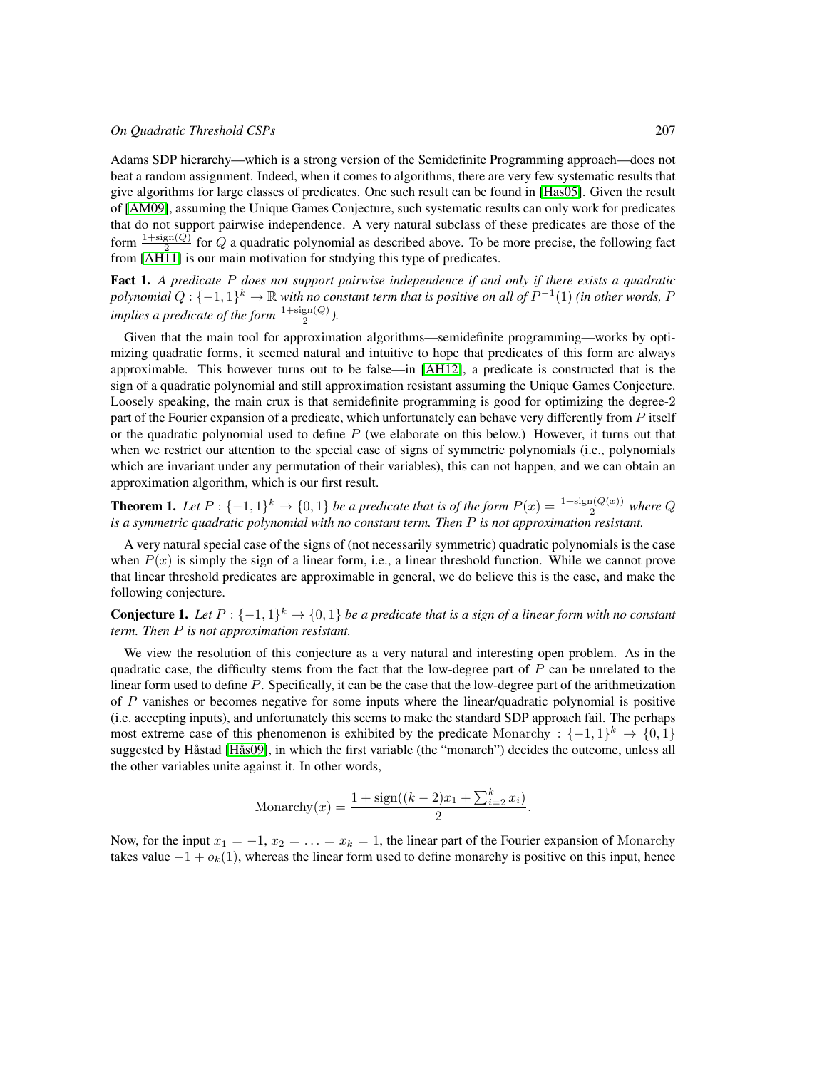Adams SDP hierarchy—which is a strong version of the Semidefinite Programming approach—does not beat a random assignment. Indeed, when it comes to algorithms, there are very few systematic results that give algorithms for large classes of predicates. One such result can be found in [Has05]. Given the result of [AM09], assuming the Unique Games Conjecture, such systematic results can only work for predicates that do not support pairwise independence. A very natural subclass of these predicates are those of the form $\frac{1+\text{sign}(Q)}{2}$ for $Q$ a quadratic polynomial as described above. To be more precise, the following fact from [AH11] is our main motivation for studying this type of predicates.

**Fact 1.** *A predicate $P$ does not support pairwise independence if and only if there exists a quadratic polynomial $Q : \{-1, 1\}^k \to \mathbb{R}$ with no constant term that is positive on all of $P^{-1}(1)$ (in other words, $P$ implies a predicate of the form $\frac{1+\text{sign}(Q)}{2}$).*

Given that the main tool for approximation algorithms—semidefinite programming—works by optimizing quadratic forms, it seemed natural and intuitive to hope that predicates of this form are always approximable. This however turns out to be false—in [AH12], a predicate is constructed that is the sign of a quadratic polynomial and still approximation resistant assuming the Unique Games Conjecture. Loosely speaking, the main crux is that semidefinite programming is good for optimizing the degree-2 part of the Fourier expansion of a predicate, which unfortunately can behave very differently from $P$ itself or the quadratic polynomial used to define $P$ (we elaborate on this below.) However, it turns out that when we restrict our attention to the special case of signs of symmetric polynomials (i.e., polynomials which are invariant under any permutation of their variables), this can not happen, and we can obtain an approximation algorithm, which is our first result.

**Theorem 1.** *Let $P : \{-1, 1\}^k \to \{0, 1\}$ be a predicate that is of the form $P(x) = \frac{1+\text{sign}(Q(x))}{2}$ where $Q$ is a symmetric quadratic polynomial with no constant term. Then $P$ is not approximation resistant.*

A very natural special case of the signs of (not necessarily symmetric) quadratic polynomials is the case when $P(x)$ is simply the sign of a linear form, i.e., a linear threshold function. While we cannot prove that linear threshold predicates are approximable in general, we do believe this is the case, and make the following conjecture.

**Conjecture 1.** *Let $P : \{-1, 1\}^k \to \{0, 1\}$ be a predicate that is a sign of a linear form with no constant term. Then $P$ is not approximation resistant.*

We view the resolution of this conjecture as a very natural and interesting open problem. As in the quadratic case, the difficulty stems from the fact that the low-degree part of $P$ can be unrelated to the linear form used to define $P$. Specifically, it can be the case that the low-degree part of the arithmetization of $P$ vanishes or becomes negative for some inputs where the linear/quadratic polynomial is positive (i.e. accepting inputs), and unfortunately this seems to make the standard SDP approach fail. The perhaps most extreme case of this phenomenon is exhibited by the predicate $\text{Monarchy} : \{-1, 1\}^k \to \{0, 1\}$ suggested by Håstad [Hås09], in which the first variable (the "monarch") decides the outcome, unless all the other variables unite against it. In other words,

$$\text{Monarchy}(x) = \frac{1 + \text{sign}((k-2)x_1 + \sum_{i=2}^{k} x_i)}{2}.$$

Now, for the input $x_1 = -1$, $x_2 = \ldots = x_k = 1$, the linear part of the Fourier expansion of Monarchy takes value $-1 + o_k(1)$, whereas the linear form used to define monarchy is positive on this input, hence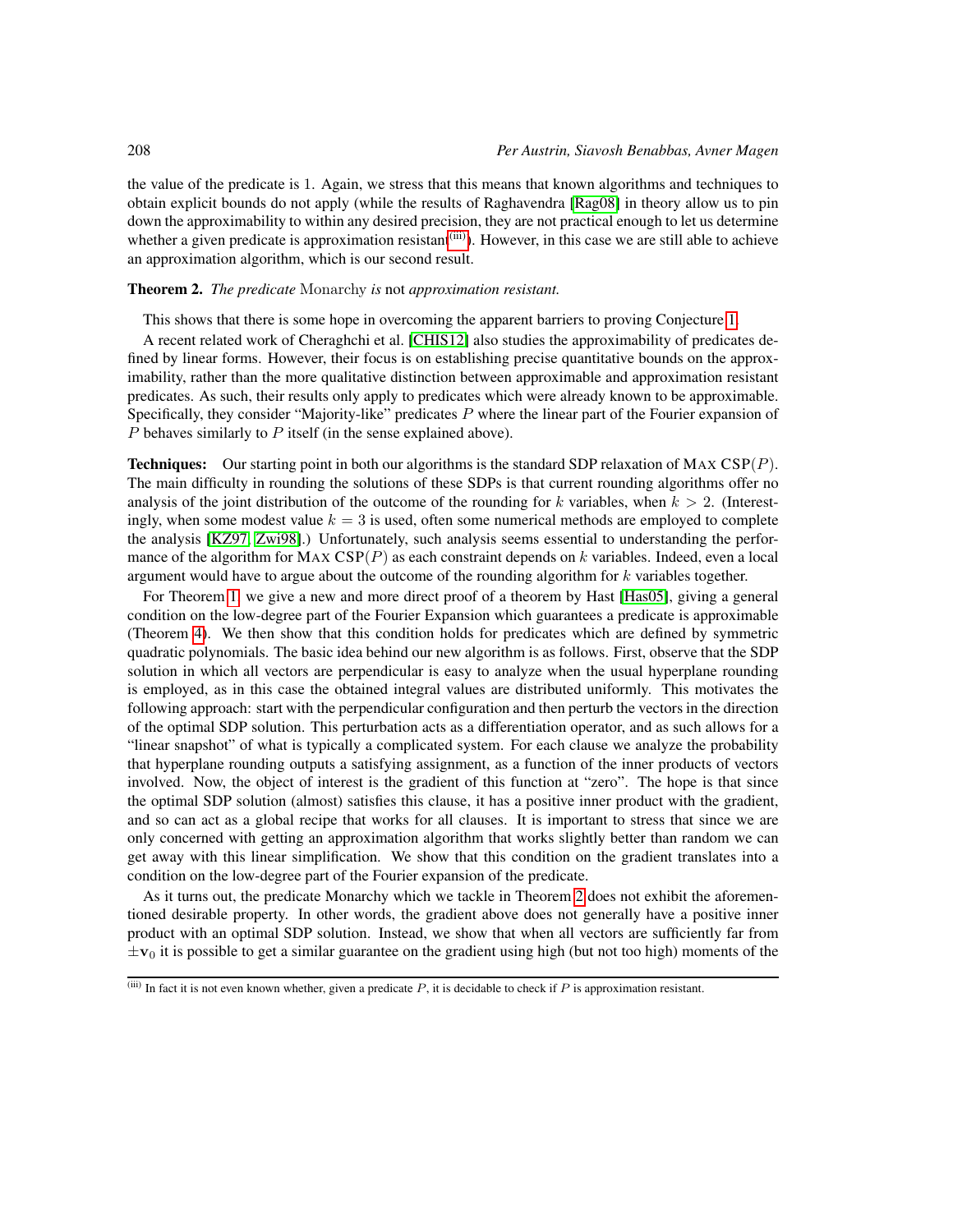the value of the predicate is 1. Again, we stress that this means that known algorithms and techniques to obtain explicit bounds do not apply (while the results of Raghavendra [Rag08] in theory allow us to pin down the approximability to within any desired precision, they are not practical enough to let us determine whether a given predicate is approximation resistant[(iii)]). However, in this case we are still able to achieve an approximation algorithm, which is our second result.

**Theorem 2.** *The predicate* Monarchy *is* not *approximation resistant.*

This shows that there is some hope in overcoming the apparent barriers to proving Conjecture 1.

A recent related work of Cheraghchi et al. [CHIS12] also studies the approximability of predicates defined by linear forms. However, their focus is on establishing precise quantitative bounds on the approximability, rather than the more qualitative distinction between approximable and approximation resistant predicates. As such, their results only apply to predicates which were already known to be approximable. Specifically, they consider "Majority-like" predicates $P$ where the linear part of the Fourier expansion of $P$ behaves similarly to $P$ itself (in the sense explained above).

**Techniques:** Our starting point in both our algorithms is the standard SDP relaxation of $\text{MAX CSP}(P)$. The main difficulty in rounding the solutions of these SDPs is that current rounding algorithms offer no analysis of the joint distribution of the outcome of the rounding for $k$ variables, when $k > 2$. (Interestingly, when some modest value $k = 3$ is used, often some numerical methods are employed to complete the analysis [KZ97, Zwi98].) Unfortunately, such analysis seems essential to understanding the performance of the algorithm for $\text{MAX CSP}(P)$ as each constraint depends on $k$ variables. Indeed, even a local argument would have to argue about the outcome of the rounding algorithm for $k$ variables together.

For Theorem 1, we give a new and more direct proof of a theorem by Hast [Has05], giving a general condition on the low-degree part of the Fourier Expansion which guarantees a predicate is approximable (Theorem 4). We then show that this condition holds for predicates which are defined by symmetric quadratic polynomials. The basic idea behind our new algorithm is as follows. First, observe that the SDP solution in which all vectors are perpendicular is easy to analyze when the usual hyperplane rounding is employed, as in this case the obtained integral values are distributed uniformly. This motivates the following approach: start with the perpendicular configuration and then perturb the vectors in the direction of the optimal SDP solution. This perturbation acts as a differentiation operator, and as such allows for a "linear snapshot" of what is typically a complicated system. For each clause we analyze the probability that hyperplane rounding outputs a satisfying assignment, as a function of the inner products of vectors involved. Now, the object of interest is the gradient of this function at "zero". The hope is that since the optimal SDP solution (almost) satisfies this clause, it has a positive inner product with the gradient, and so can act as a global recipe that works for all clauses. It is important to stress that since we are only concerned with getting an approximation algorithm that works slightly better than random we can get away with this linear simplification. We show that this condition on the gradient translates into a condition on the low-degree part of the Fourier expansion of the predicate.

As it turns out, the predicate Monarchy which we tackle in Theorem 2 does not exhibit the aforementioned desirable property. In other words, the gradient above does not generally have a positive inner product with an optimal SDP solution. Instead, we show that when all vectors are sufficiently far from $\pm\mathbf{v}_0$ it is possible to get a similar guarantee on the gradient using high (but not too high) moments of the

(iii) In fact it is not even known whether, given a predicate $P$, it is decidable to check if $P$ is approximation resistant.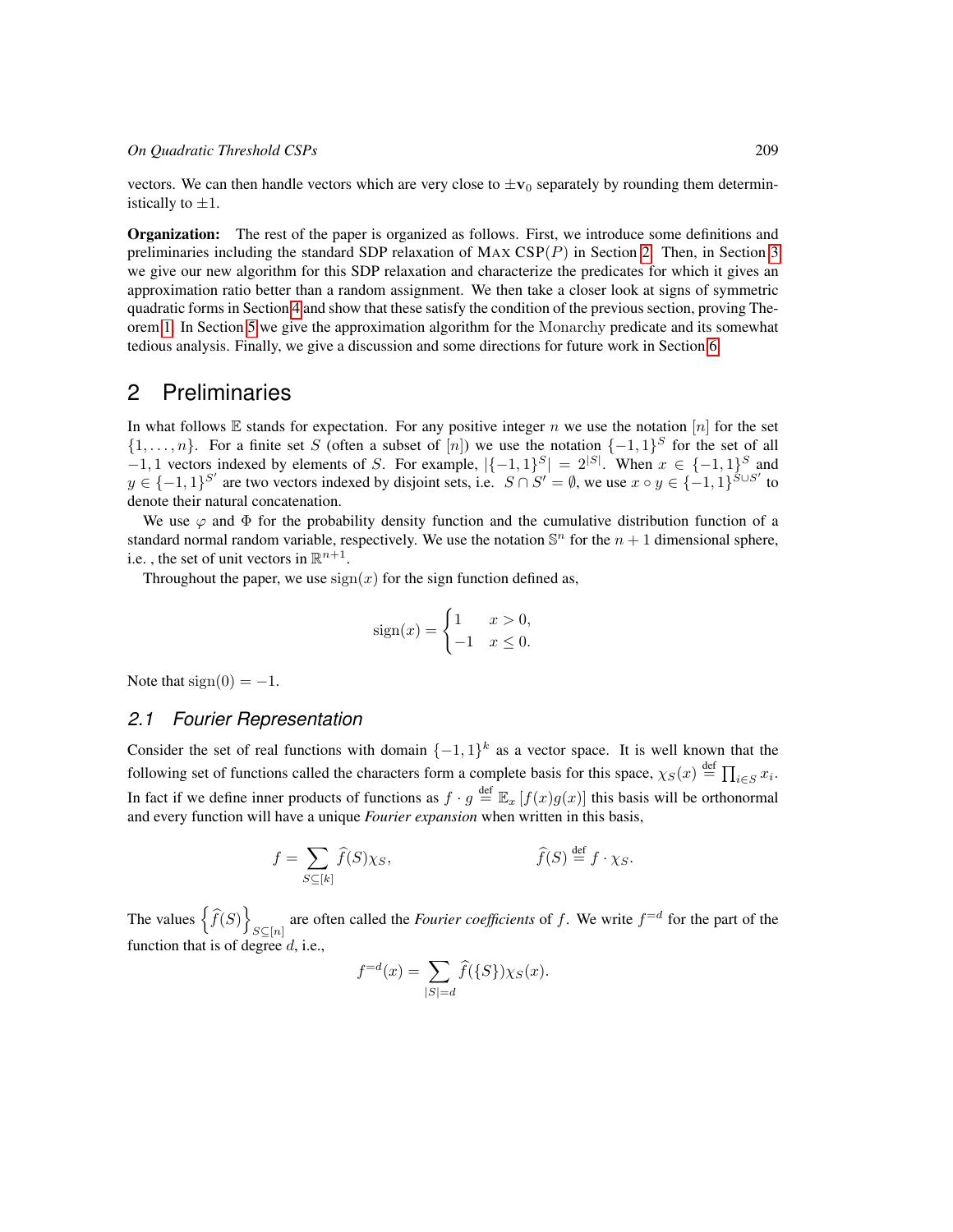vectors. We can then handle vectors which are very close to $\pm\mathbf{v}_0$ separately by rounding them deterministically to $\pm 1$.

**Organization:** The rest of the paper is organized as follows. First, we introduce some definitions and preliminaries including the standard SDP relaxation of MAX CSP$(P)$ in Section 2. Then, in Section 3 we give our new algorithm for this SDP relaxation and characterize the predicates for which it gives an approximation ratio better than a random assignment. We then take a closer look at signs of symmetric quadratic forms in Section 4 and show that these satisfy the condition of the previous section, proving Theorem 1. In Section 5 we give the approximation algorithm for the Monarchy predicate and its somewhat tedious analysis. Finally, we give a discussion and some directions for future work in Section 6.

## 2 Preliminaries

In what follows $\mathbb{E}$ stands for expectation. For any positive integer $n$ we use the notation $[n]$ for the set $\{1, \dots, n\}$. For a finite set $S$ (often a subset of $[n]$) we use the notation $\{-1, 1\}^S$ for the set of all $-1, 1$ vectors indexed by elements of $S$. For example, $|\{-1, 1\}^S| = 2^{|S|}$. When $x \in \{-1, 1\}^S$ and $y \in \{-1, 1\}^{S'}$ are two vectors indexed by disjoint sets, i.e. $S \cap S' = \emptyset$, we use $x \circ y \in \{-1, 1\}^{S \cup S'}$ to denote their natural concatenation.

We use $\varphi$ and $\Phi$ for the probability density function and the cumulative distribution function of a standard normal random variable, respectively. We use the notation $\mathbb{S}^n$ for the $n+1$ dimensional sphere, i.e. , the set of unit vectors in $\mathbb{R}^{n+1}$.

Throughout the paper, we use $\operatorname{sign}(x)$ for the sign function defined as,

$$\operatorname{sign}(x) = \begin{cases} 1 & x > 0, \\ -1 & x \leq 0. \end{cases}$$

Note that $\operatorname{sign}(0) = -1$.

### 2.1 Fourier Representation

Consider the set of real functions with domain $\{-1, 1\}^k$ as a vector space. It is well known that the following set of functions called the characters form a complete basis for this space, $\chi_S(x) \stackrel{\text{def}}{=} \prod_{i \in S} x_i$. In fact if we define inner products of functions as $f \cdot g \stackrel{\text{def}}{=} \mathbb{E}_x \left[ f(x) g(x) \right]$ this basis will be orthonormal and every function will have a unique *Fourier expansion* when written in this basis,

$$f = \sum_{S \subseteq [k]} \widehat{f}(S) \chi_S, \qquad\qquad \widehat{f}(S) \stackrel{\text{def}}{=} f \cdot \chi_S.$$

The values $\left\{ \widehat{f}(S) \right\}_{S \subseteq [n]}$ are often called the *Fourier coefficients* of $f$. We write $f^{=d}$ for the part of the function that is of degree $d$, i.e.,

$$f^{=d}(x) = \sum_{|S| = d} \widehat{f}(\{S\}) \chi_S(x).$$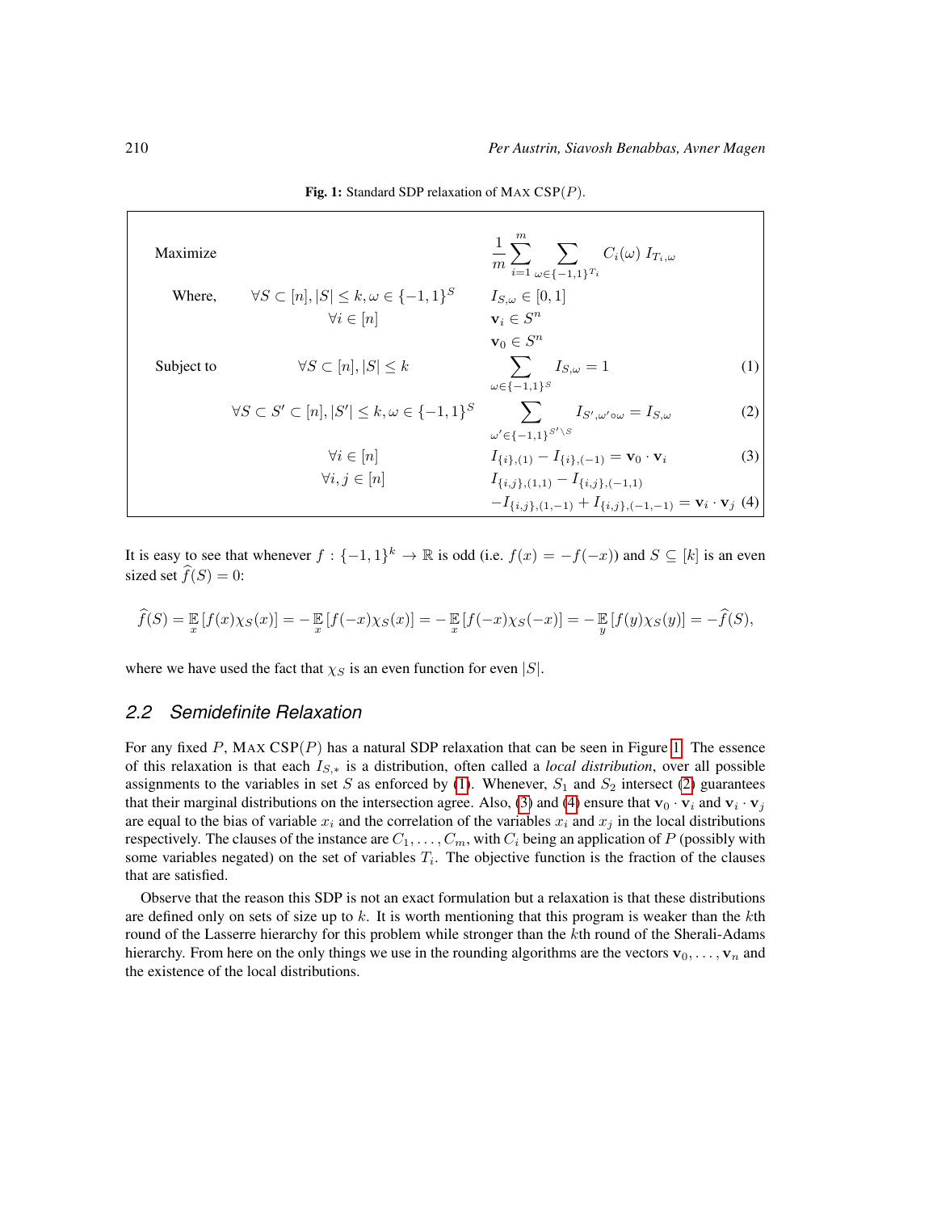**Fig. 1:** Standard SDP relaxation of MAX CSP$(P)$.

$$
\begin{array}{llll}
\text{Maximize} & & \displaystyle\frac{1}{m}\sum_{i=1}^{m}\sum_{\omega\in\{-1,1\}^{T_i}} C_i(\omega)\, I_{T_i,\omega} & \\
\text{Where,} & \forall S\subset[n], |S|\le k, \omega\in\{-1,1\}^S & I_{S,\omega}\in[0,1] & \\
& \forall i\in[n] & \mathbf{v}_i\in S^n & \\
& & \mathbf{v}_0\in S^n & \\
\text{Subject to} & \forall S\subset[n], |S|\le k & \displaystyle\sum_{\omega\in\{-1,1\}^S} I_{S,\omega}=1 & (1)\\
& \forall S\subset S'\subset[n], |S'|\le k, \omega\in\{-1,1\}^S & \displaystyle\sum_{\omega'\in\{-1,1\}^{S'\setminus S}} I_{S',\omega'\circ\omega}=I_{S,\omega} & (2)\\
& \forall i\in[n] & I_{\{i\},(1)}-I_{\{i\},(-1)}=\mathbf{v}_0\cdot\mathbf{v}_i & (3)\\
& \forall i,j\in[n] & I_{\{i,j\},(1,1)}-I_{\{i,j\},(-1,1)} & \\
& & -I_{\{i,j\},(1,-1)}+I_{\{i,j\},(-1,-1)}=\mathbf{v}_i\cdot\mathbf{v}_j & (4)
\end{array}
$$

It is easy to see that whenever $f:\{-1,1\}^k\to\mathbb{R}$ is odd (i.e. $f(x)=-f(-x)$) and $S\subseteq[k]$ is an even sized set $\widehat{f}(S)=0$:

$$
\widehat{f}(S)=\mathop{\mathbb{E}}_{x}[f(x)\chi_S(x)]=-\mathop{\mathbb{E}}_{x}[f(-x)\chi_S(x)]=-\mathop{\mathbb{E}}_{x}[f(-x)\chi_S(-x)]=-\mathop{\mathbb{E}}_{y}[f(y)\chi_S(y)]=-\widehat{f}(S),
$$

where we have used the fact that $\chi_S$ is an even function for even $|S|$.

## 2.2 Semidefinite Relaxation

For any fixed $P$, MAX CSP$(P)$ has a natural SDP relaxation that can be seen in Figure 1. The essence of this relaxation is that each $I_{S,*}$ is a distribution, often called a *local distribution*, over all possible assignments to the variables in set $S$ as enforced by (1). Whenever, $S_1$ and $S_2$ intersect (2) guarantees that their marginal distributions on the intersection agree. Also, (3) and (4) ensure that $\mathbf{v}_0\cdot\mathbf{v}_i$ and $\mathbf{v}_i\cdot\mathbf{v}_j$ are equal to the bias of variable $x_i$ and the correlation of the variables $x_i$ and $x_j$ in the local distributions respectively. The clauses of the instance are $C_1,\ldots,C_m$, with $C_i$ being an application of $P$ (possibly with some variables negated) on the set of variables $T_i$. The objective function is the fraction of the clauses that are satisfied.

Observe that the reason this SDP is not an exact formulation but a relaxation is that these distributions are defined only on sets of size up to $k$. It is worth mentioning that this program is weaker than the $k$th round of the Lasserre hierarchy for this problem while stronger than the $k$th round of the Sherali-Adams hierarchy. From here on the only things we use in the rounding algorithms are the vectors $\mathbf{v}_0,\ldots,\mathbf{v}_n$ and the existence of the local distributions.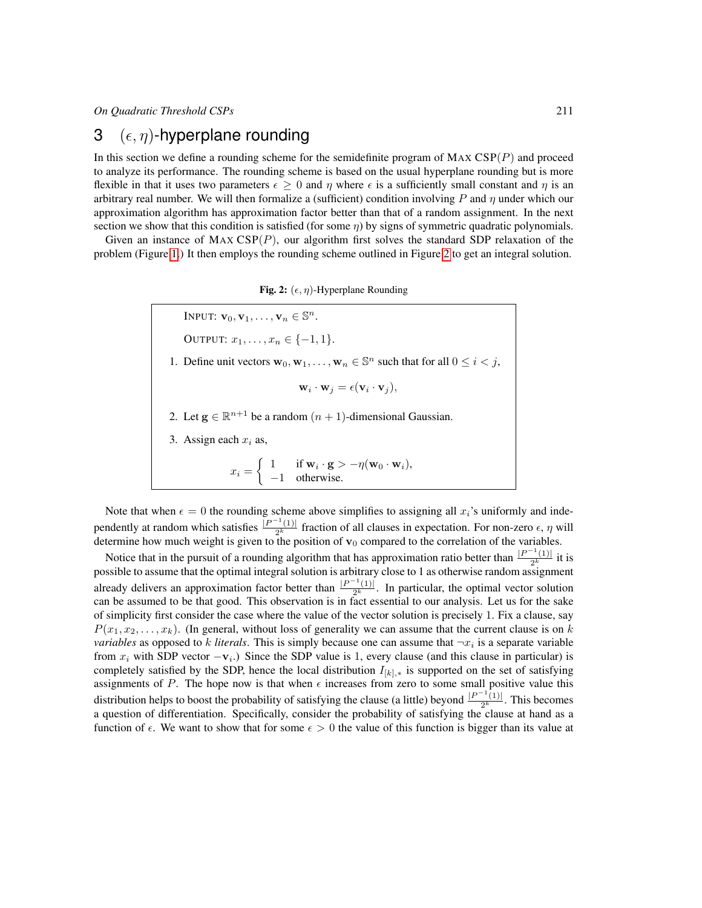## 3 $(\epsilon, \eta)$-hyperplane rounding

In this section we define a rounding scheme for the semidefinite program of MAX CSP$(P)$ and proceed to analyze its performance. The rounding scheme is based on the usual hyperplane rounding but is more flexible in that it uses two parameters $\epsilon \geq 0$ and $\eta$ where $\epsilon$ is a sufficiently small constant and $\eta$ is an arbitrary real number. We will then formalize a (sufficient) condition involving $P$ and $\eta$ under which our approximation algorithm has approximation factor better than that of a random assignment. In the next section we show that this condition is satisfied (for some $\eta$) by signs of symmetric quadratic polynomials.

Given an instance of MAX CSP$(P)$, our algorithm first solves the standard SDP relaxation of the problem (Figure 1.) It then employs the rounding scheme outlined in Figure 2 to get an integral solution.

**Fig. 2:** $(\epsilon, \eta)$-Hyperplane Rounding

> INPUT: $\mathbf{v}_0, \mathbf{v}_1, \ldots, \mathbf{v}_n \in \mathbb{S}^n$.
>
> OUTPUT: $x_1, \ldots, x_n \in \{-1, 1\}$.
>
> 1. Define unit vectors $\mathbf{w}_0, \mathbf{w}_1, \ldots, \mathbf{w}_n \in \mathbb{S}^n$ such that for all $0 \leq i < j$,
> $$\mathbf{w}_i \cdot \mathbf{w}_j = \epsilon(\mathbf{v}_i \cdot \mathbf{v}_j),$$
> 2. Let $\mathbf{g} \in \mathbb{R}^{n+1}$ be a random $(n+1)$-dimensional Gaussian.
> 3. Assign each $x_i$ as,
> $$x_i = \begin{cases} 1 & \text{if } \mathbf{w}_i \cdot \mathbf{g} > -\eta(\mathbf{w}_0 \cdot \mathbf{w}_i), \\ -1 & \text{otherwise.} \end{cases}$$

Note that when $\epsilon = 0$ the rounding scheme above simplifies to assigning all $x_i$'s uniformly and independently at random which satisfies $\frac{|P^{-1}(1)|}{2^k}$ fraction of all clauses in expectation. For non-zero $\epsilon$, $\eta$ will determine how much weight is given to the position of $\mathbf{v}_0$ compared to the correlation of the variables.

Notice that in the pursuit of a rounding algorithm that has approximation ratio better than $\frac{|P^{-1}(1)|}{2^k}$ it is possible to assume that the optimal integral solution is arbitrary close to 1 as otherwise random assignment already delivers an approximation factor better than $\frac{|P^{-1}(1)|}{2^k}$. In particular, the optimal vector solution can be assumed to be that good. This observation is in fact essential to our analysis. Let us for the sake of simplicity first consider the case where the value of the vector solution is precisely 1. Fix a clause, say $P(x_1, x_2, \ldots, x_k)$. (In general, without loss of generality we can assume that the current clause is on $k$ *variables* as opposed to $k$ *literals*. This is simply because one can assume that $\neg x_i$ is a separate variable from $x_i$ with SDP vector $-\mathbf{v}_i$.) Since the SDP value is 1, every clause (and this clause in particular) is completely satisfied by the SDP, hence the local distribution $I_{[k],*}$ is supported on the set of satisfying assignments of $P$. The hope now is that when $\epsilon$ increases from zero to some small positive value this distribution helps to boost the probability of satisfying the clause (a little) beyond $\frac{|P^{-1}(1)|}{2^k}$. This becomes a question of differentiation. Specifically, consider the probability of satisfying the clause at hand as a function of $\epsilon$. We want to show that for some $\epsilon > 0$ the value of this function is bigger than its value at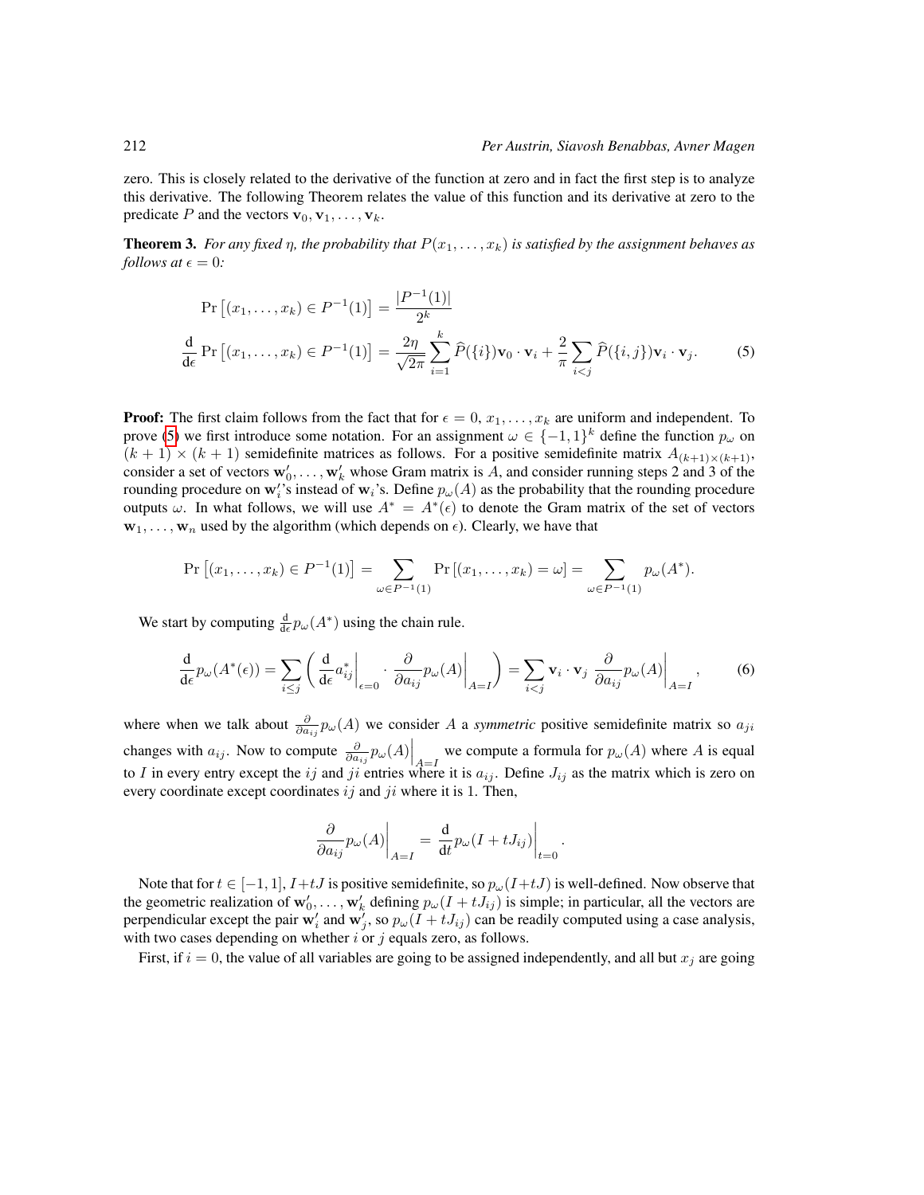zero. This is closely related to the derivative of the function at zero and in fact the first step is to analyze this derivative. The following Theorem relates the value of this function and its derivative at zero to the predicate $P$ and the vectors $\mathbf{v}_0, \mathbf{v}_1, \ldots, \mathbf{v}_k$.

**Theorem 3.** *For any fixed $\eta$, the probability that $P(x_1, \ldots, x_k)$ is satisfied by the assignment behaves as follows at $\epsilon = 0$:*

$$\Pr\left[(x_1, \ldots, x_k) \in P^{-1}(1)\right] = \frac{|P^{-1}(1)|}{2^k}$$

$$\frac{\mathrm{d}}{\mathrm{d}\epsilon} \Pr\left[(x_1, \ldots, x_k) \in P^{-1}(1)\right] = \frac{2\eta}{\sqrt{2\pi}} \sum_{i=1}^{k} \widehat{P}(\{i\})\mathbf{v}_0 \cdot \mathbf{v}_i + \frac{2}{\pi} \sum_{i<j} \widehat{P}(\{i,j\})\mathbf{v}_i \cdot \mathbf{v}_j. \tag{5}$$

**Proof:** The first claim follows from the fact that for $\epsilon = 0$, $x_1, \ldots, x_k$ are uniform and independent. To prove (5) we first introduce some notation. For an assignment $\omega \in \{-1, 1\}^k$ define the function $p_\omega$ on $(k+1) \times (k+1)$ semidefinite matrices as follows. For a positive semidefinite matrix $A_{(k+1)\times(k+1)}$, consider a set of vectors $\mathbf{w}'_0, \ldots, \mathbf{w}'_k$ whose Gram matrix is $A$, and consider running steps 2 and 3 of the rounding procedure on $\mathbf{w}'_i$'s instead of $\mathbf{w}_i$'s. Define $p_\omega(A)$ as the probability that the rounding procedure outputs $\omega$. In what follows, we will use $A^* = A^*(\epsilon)$ to denote the Gram matrix of the set of vectors $\mathbf{w}_1, \ldots, \mathbf{w}_n$ used by the algorithm (which depends on $\epsilon$). Clearly, we have that

$$\Pr\left[(x_1, \ldots, x_k) \in P^{-1}(1)\right] = \sum_{\omega \in P^{-1}(1)} \Pr\left[(x_1, \ldots, x_k) = \omega\right] = \sum_{\omega \in P^{-1}(1)} p_\omega(A^*).$$

We start by computing $\frac{\mathrm{d}}{\mathrm{d}\epsilon} p_\omega(A^*)$ using the chain rule.

$$\frac{\mathrm{d}}{\mathrm{d}\epsilon} p_\omega(A^*(\epsilon)) = \sum_{i \leq j} \left( \frac{\mathrm{d}}{\mathrm{d}\epsilon} a^*_{ij}\bigg|_{\epsilon=0} \cdot \frac{\partial}{\partial a_{ij}} p_\omega(A)\bigg|_{A=I} \right) = \sum_{i<j} \mathbf{v}_i \cdot \mathbf{v}_j \, \frac{\partial}{\partial a_{ij}} p_\omega(A)\bigg|_{A=I}, \tag{6}$$

where when we talk about $\frac{\partial}{\partial a_{ij}} p_\omega(A)$ we consider $A$ a *symmetric* positive semidefinite matrix so $a_{ji}$ changes with $a_{ij}$. Now to compute $\frac{\partial}{\partial a_{ij}} p_\omega(A)\Big|_{A=I}$ we compute a formula for $p_\omega(A)$ where $A$ is equal to $I$ in every entry except the $ij$ and $ji$ entries where it is $a_{ij}$. Define $J_{ij}$ as the matrix which is zero on every coordinate except coordinates $ij$ and $ji$ where it is 1. Then,

$$\frac{\partial}{\partial a_{ij}} p_\omega(A)\bigg|_{A=I} = \frac{\mathrm{d}}{\mathrm{d}t} p_\omega(I + tJ_{ij})\bigg|_{t=0}.$$

Note that for $t \in [-1, 1]$, $I + tJ$ is positive semidefinite, so $p_\omega(I + tJ)$ is well-defined. Now observe that the geometric realization of $\mathbf{w}'_0, \ldots, \mathbf{w}'_k$ defining $p_\omega(I + tJ_{ij})$ is simple; in particular, all the vectors are perpendicular except the pair $\mathbf{w}'_i$ and $\mathbf{w}'_j$, so $p_\omega(I + tJ_{ij})$ can be readily computed using a case analysis, with two cases depending on whether $i$ or $j$ equals zero, as follows.

First, if $i = 0$, the value of all variables are going to be assigned independently, and all but $x_j$ are going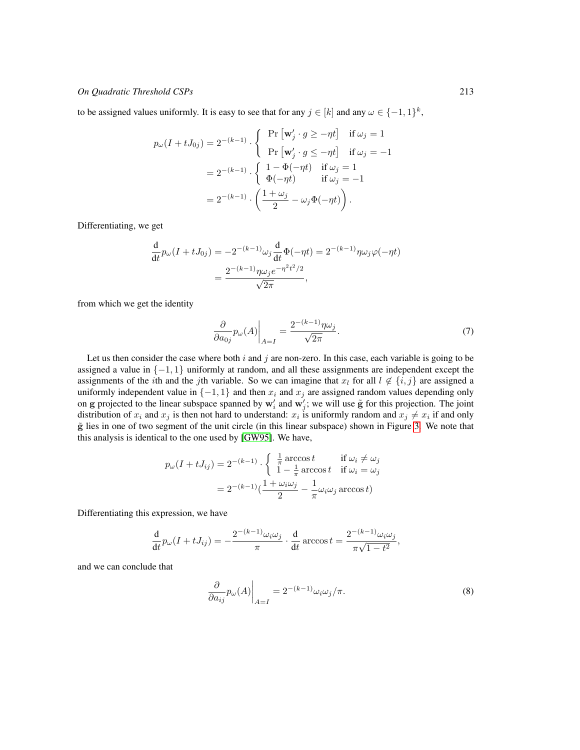to be assigned values uniformly. It is easy to see that for any $j \in [k]$ and any $\omega \in \{-1,1\}^k$,

$$
\begin{aligned}
p_\omega(I + tJ_{0j}) &= 2^{-(k-1)} \cdot \begin{cases} \Pr\left[\mathbf{w}'_j \cdot g \geq -\eta t\right] & \text{if } \omega_j = 1 \\ \Pr\left[\mathbf{w}'_j \cdot g \leq -\eta t\right] & \text{if } \omega_j = -1 \end{cases} \\
&= 2^{-(k-1)} \cdot \begin{cases} 1 - \Phi(-\eta t) & \text{if } \omega_j = 1 \\ \Phi(-\eta t) & \text{if } \omega_j = -1 \end{cases} \\
&= 2^{-(k-1)} \cdot \left( \frac{1+\omega_j}{2} - \omega_j \Phi(-\eta t) \right).
\end{aligned}
$$

Differentiating, we get

$$
\begin{aligned}
\frac{\mathrm{d}}{\mathrm{d}t} p_\omega(I + tJ_{0j}) &= -2^{-(k-1)} \omega_j \frac{\mathrm{d}}{\mathrm{d}t} \Phi(-\eta t) = 2^{-(k-1)} \eta \omega_j \varphi(-\eta t) \\
&= \frac{2^{-(k-1)} \eta \omega_j e^{-\eta^2 t^2/2}}{\sqrt{2\pi}},
\end{aligned}
$$

from which we get the identity

$$
\left. \frac{\partial}{\partial a_{0j}} p_\omega(A) \right|_{A=I} = \frac{2^{-(k-1)} \eta \omega_j}{\sqrt{2\pi}}. \tag{7}
$$

Let us then consider the case where both $i$ and $j$ are non-zero. In this case, each variable is going to be assigned a value in $\{-1, 1\}$ uniformly at random, and all these assignments are independent except the assignments of the $i$th and the $j$th variable. So we can imagine that $x_l$ for all $l \notin \{i, j\}$ are assigned a uniformly independent value in $\{-1, 1\}$ and then $x_i$ and $x_j$ are assigned random values depending only on $\mathbf{g}$ projected to the linear subspace spanned by $\mathbf{w}'_i$ and $\mathbf{w}'_j$; we will use $\tilde{\mathbf{g}}$ for this projection. The joint distribution of $x_i$ and $x_j$ is then not hard to understand: $x_i$ is uniformly random and $x_j \neq x_i$ if and only $\tilde{\mathbf{g}}$ lies in one of two segment of the unit circle (in this linear subspace) shown in Figure 3. We note that this analysis is identical to the one used by [GW95]. We have,

$$
\begin{aligned}
p_\omega(I + tJ_{ij}) &= 2^{-(k-1)} \cdot \begin{cases} \frac{1}{\pi} \arccos t & \text{if } \omega_i \neq \omega_j \\ 1 - \frac{1}{\pi} \arccos t & \text{if } \omega_i = \omega_j \end{cases} \\
&= 2^{-(k-1)} \left( \frac{1 + \omega_i \omega_j}{2} - \frac{1}{\pi} \omega_i \omega_j \arccos t \right)
\end{aligned}
$$

Differentiating this expression, we have

$$
\frac{\mathrm{d}}{\mathrm{d}t} p_\omega(I + tJ_{ij}) = -\frac{2^{-(k-1)} \omega_i \omega_j}{\pi} \cdot \frac{\mathrm{d}}{\mathrm{d}t} \arccos t = \frac{2^{-(k-1)} \omega_i \omega_j}{\pi \sqrt{1 - t^2}},
$$

and we can conclude that

$$
\left. \frac{\partial}{\partial a_{ij}} p_\omega(A) \right|_{A=I} = 2^{-(k-1)} \omega_i \omega_j / \pi. \tag{8}
$$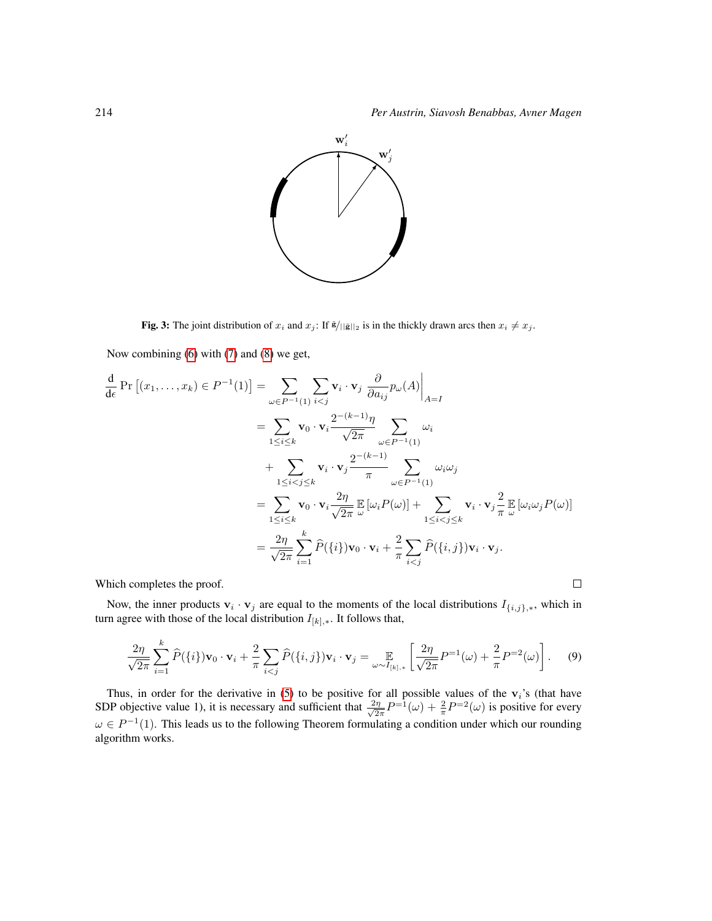**Fig. 3:** The joint distribution of $x_i$ and $x_j$: If $\tilde{\mathbf{g}}/||\tilde{\mathbf{g}}||_2$ is in the thickly drawn arcs then $x_i \neq x_j$.

Now combining (6) with (7) and (8) we get,

$$
\begin{aligned}
\frac{\mathrm{d}}{\mathrm{d}\epsilon} \Pr\left[(x_1,\ldots,x_k) \in P^{-1}(1)\right] &= \sum_{\omega \in P^{-1}(1)} \sum_{i<j} \mathbf{v}_i \cdot \mathbf{v}_j \, \frac{\partial}{\partial a_{ij}} p_\omega(A)\bigg|_{A=I} \\
&= \sum_{1 \le i \le k} \mathbf{v}_0 \cdot \mathbf{v}_i \frac{2^{-(k-1)}\eta}{\sqrt{2\pi}} \sum_{\omega \in P^{-1}(1)} \omega_i \\
&\quad + \sum_{1 \le i < j \le k} \mathbf{v}_i \cdot \mathbf{v}_j \frac{2^{-(k-1)}}{\pi} \sum_{\omega \in P^{-1}(1)} \omega_i \omega_j \\
&= \sum_{1 \le i \le k} \mathbf{v}_0 \cdot \mathbf{v}_i \frac{2\eta}{\sqrt{2\pi}} \mathop{\mathbb{E}}_{\omega}\left[\omega_i P(\omega)\right] + \sum_{1 \le i < j \le k} \mathbf{v}_i \cdot \mathbf{v}_j \frac{2}{\pi} \mathop{\mathbb{E}}_{\omega}\left[\omega_i \omega_j P(\omega)\right] \\
&= \frac{2\eta}{\sqrt{2\pi}} \sum_{i=1}^{k} \widehat{P}(\{i\}) \mathbf{v}_0 \cdot \mathbf{v}_i + \frac{2}{\pi} \sum_{i<j} \widehat{P}(\{i,j\}) \mathbf{v}_i \cdot \mathbf{v}_j.
\end{aligned}
$$

Which completes the proof. □

Now, the inner products $\mathbf{v}_i \cdot \mathbf{v}_j$ are equal to the moments of the local distributions $I_{\{i,j\},*}$, which in turn agree with those of the local distribution $I_{[k],*}$. It follows that,

$$
\frac{2\eta}{\sqrt{2\pi}} \sum_{i=1}^{k} \widehat{P}(\{i\}) \mathbf{v}_0 \cdot \mathbf{v}_i + \frac{2}{\pi} \sum_{i<j} \widehat{P}(\{i,j\}) \mathbf{v}_i \cdot \mathbf{v}_j = \mathop{\mathbb{E}}_{\omega \sim I_{[k],*}} \left[ \frac{2\eta}{\sqrt{2\pi}} P^{=1}(\omega) + \frac{2}{\pi} P^{=2}(\omega) \right]. \tag{9}
$$

Thus, in order for the derivative in (5) to be positive for all possible values of the $\mathbf{v}_i$'s (that have SDP objective value 1), it is necessary and sufficient that $\frac{2\eta}{\sqrt{2\pi}} P^{=1}(\omega) + \frac{2}{\pi} P^{=2}(\omega)$ is positive for every $\omega \in P^{-1}(1)$. This leads us to the following Theorem formulating a condition under which our rounding algorithm works.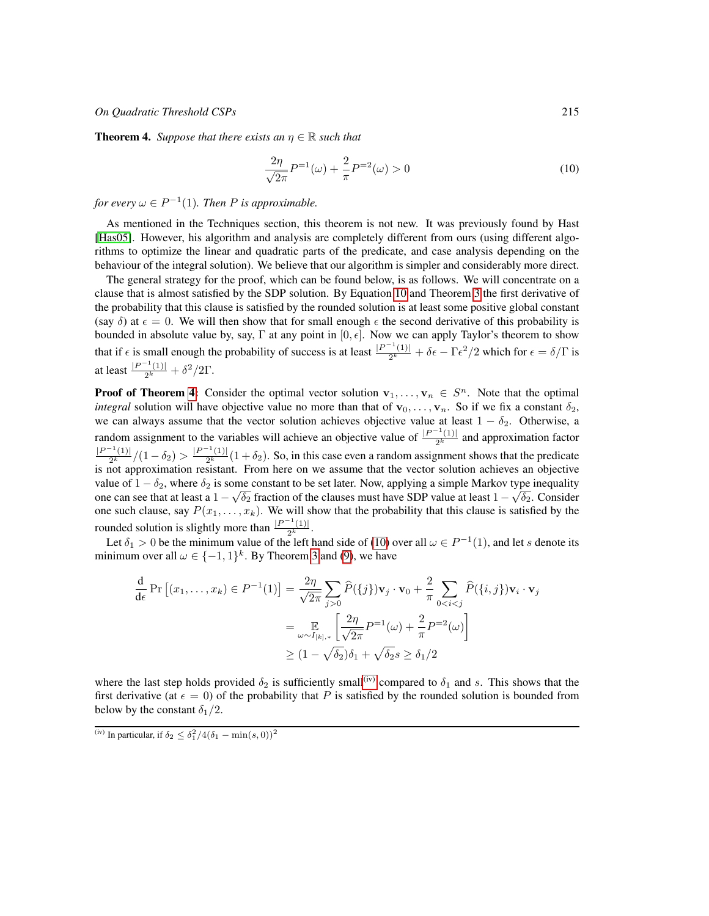**Theorem 4.** *Suppose that there exists an $\eta \in \mathbb{R}$ such that*

$$\frac{2\eta}{\sqrt{2\pi}} P^{=1}(\omega) + \frac{2}{\pi} P^{=2}(\omega) > 0 \tag{10}$$

*for every $\omega \in P^{-1}(1)$. Then $P$ is approximable.*

As mentioned in the Techniques section, this theorem is not new. It was previously found by Hast [Has05]. However, his algorithm and analysis are completely different from ours (using different algorithms to optimize the linear and quadratic parts of the predicate, and case analysis depending on the behaviour of the integral solution). We believe that our algorithm is simpler and considerably more direct.

The general strategy for the proof, which can be found below, is as follows. We will concentrate on a clause that is almost satisfied by the SDP solution. By Equation 10 and Theorem 3 the first derivative of the probability that this clause is satisfied by the rounded solution is at least some positive global constant (say $\delta$) at $\epsilon = 0$. We will then show that for small enough $\epsilon$ the second derivative of this probability is bounded in absolute value by, say, $\Gamma$ at any point in $[0, \epsilon]$. Now we can apply Taylor's theorem to show that if $\epsilon$ is small enough the probability of success is at least $\frac{|P^{-1}(1)|}{2^k} + \delta\epsilon - \Gamma\epsilon^2/2$ which for $\epsilon = \delta/\Gamma$ is at least $\frac{|P^{-1}(1)|}{2^k} + \delta^2/2\Gamma$.

**Proof of Theorem 4:** Consider the optimal vector solution $\mathbf{v}_1, \ldots, \mathbf{v}_n \in S^n$. Note that the optimal *integral* solution will have objective value no more than that of $\mathbf{v}_0, \ldots, \mathbf{v}_n$. So if we fix a constant $\delta_2$, we can always assume that the vector solution achieves objective value at least $1 - \delta_2$. Otherwise, a random assignment to the variables will achieve an objective value of $\frac{|P^{-1}(1)|}{2^k}$ and approximation factor $\frac{|P^{-1}(1)|}{2^k}/(1-\delta_2) > \frac{|P^{-1}(1)|}{2^k}(1+\delta_2)$. So, in this case even a random assignment shows that the predicate is not approximation resistant. From here on we assume that the vector solution achieves an objective value of $1 - \delta_2$, where $\delta_2$ is some constant to be set later. Now, applying a simple Markov type inequality one can see that at least a $1 - \sqrt{\delta_2}$ fraction of the clauses must have SDP value at least $1 - \sqrt{\delta_2}$. Consider one such clause, say $P(x_1, \ldots, x_k)$. We will show that the probability that this clause is satisfied by the rounded solution is slightly more than $\frac{|P^{-1}(1)|}{2^k}$.

Let $\delta_1 > 0$ be the minimum value of the left hand side of (10) over all $\omega \in P^{-1}(1)$, and let $s$ denote its minimum over all $\omega \in \{-1, 1\}^k$. By Theorem 3 and (9), we have

$$\begin{aligned}
\frac{\mathrm{d}}{\mathrm{d}\epsilon} \Pr\left[(x_1, \ldots, x_k) \in P^{-1}(1)\right] &= \frac{2\eta}{\sqrt{2\pi}} \sum_{j>0} \widehat{P}(\{j\}) \mathbf{v}_j \cdot \mathbf{v}_0 + \frac{2}{\pi} \sum_{0<i<j} \widehat{P}(\{i,j\}) \mathbf{v}_i \cdot \mathbf{v}_j \\
&= \mathop{\mathbb{E}}_{\omega \sim I_{[k],*}} \left[ \frac{2\eta}{\sqrt{2\pi}} P^{=1}(\omega) + \frac{2}{\pi} P^{=2}(\omega) \right] \\
&\geq (1 - \sqrt{\delta_2})\delta_1 + \sqrt{\delta_2} s \geq \delta_1/2
\end{aligned}$$

where the last step holds provided $\delta_2$ is sufficiently small[(iv)] compared to $\delta_1$ and $s$. This shows that the first derivative (at $\epsilon = 0$) of the probability that $P$ is satisfied by the rounded solution is bounded from below by the constant $\delta_1/2$.

---

[(iv)] In particular, if $\delta_2 \leq \delta_1^2/4(\delta_1 - \min(s, 0))^2$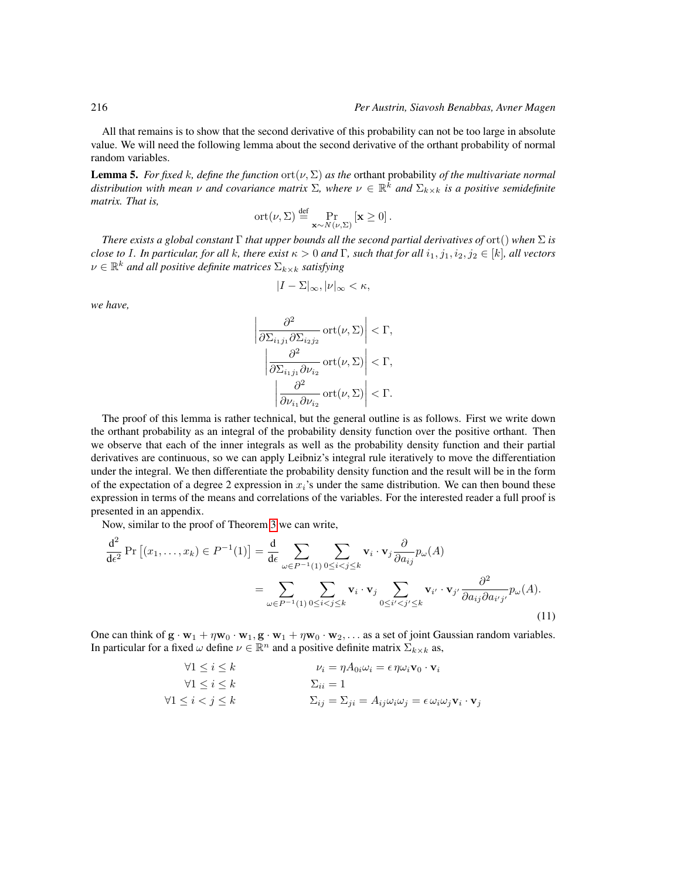All that remains is to show that the second derivative of this probability can not be too large in absolute value. We will need the following lemma about the second derivative of the orthant probability of normal random variables.

**Lemma 5.** *For fixed $k$, define the function $\mathrm{ort}(\nu, \Sigma)$ as the* orthant probability *of the multivariate normal distribution with mean $\nu$ and covariance matrix $\Sigma$, where $\nu \in \mathbb{R}^k$ and $\Sigma_{k\times k}$ is a positive semidefinite matrix. That is,*

$$\mathrm{ort}(\nu, \Sigma) \stackrel{\text{def}}{=} \Pr_{\mathbf{x}\sim N(\nu,\Sigma)} [\mathbf{x} \geq 0].$$

*There exists a global constant $\Gamma$ that upper bounds all the second partial derivatives of $\mathrm{ort}()$ when $\Sigma$ is close to $I$. In particular, for all $k$, there exist $\kappa > 0$ and $\Gamma$, such that for all $i_1, j_1, i_2, j_2 \in [k]$, all vectors $\nu \in \mathbb{R}^k$ and all positive definite matrices $\Sigma_{k\times k}$ satisfying*

$$|I - \Sigma|_\infty, |\nu|_\infty < \kappa,$$

*we have,*

$$\left|\frac{\partial^2}{\partial \Sigma_{i_1 j_1} \partial \Sigma_{i_2 j_2}} \mathrm{ort}(\nu, \Sigma)\right| < \Gamma,$$

$$\left|\frac{\partial^2}{\partial \Sigma_{i_1 j_1} \partial \nu_{i_2}} \mathrm{ort}(\nu, \Sigma)\right| < \Gamma,$$

$$\left|\frac{\partial^2}{\partial \nu_{i_1} \partial \nu_{i_2}} \mathrm{ort}(\nu, \Sigma)\right| < \Gamma.$$

The proof of this lemma is rather technical, but the general outline is as follows. First we write down the orthant probability as an integral of the probability density function over the positive orthant. Then we observe that each of the inner integrals as well as the probability density function and their partial derivatives are continuous, so we can apply Leibniz's integral rule iteratively to move the differentiation under the integral. We then differentiate the probability density function and the result will be in the form of the expectation of a degree 2 expression in $x_i$'s under the same distribution. We can then bound these expression in terms of the means and correlations of the variables. For the interested reader a full proof is presented in an appendix.

Now, similar to the proof of Theorem 3 we can write,

$$\begin{aligned}
\frac{\mathrm{d}^2}{\mathrm{d}\epsilon^2} \Pr\left[(x_1, \ldots, x_k) \in P^{-1}(1)\right] &= \frac{\mathrm{d}}{\mathrm{d}\epsilon} \sum_{\omega \in P^{-1}(1)} \sum_{0 \leq i < j \leq k} \mathbf{v}_i \cdot \mathbf{v}_j \frac{\partial}{\partial a_{ij}} p_\omega(A) \\
&= \sum_{\omega \in P^{-1}(1)} \sum_{0 \leq i < j \leq k} \mathbf{v}_i \cdot \mathbf{v}_j \sum_{0 \leq i' < j' \leq k} \mathbf{v}_{i'} \cdot \mathbf{v}_{j'} \frac{\partial^2}{\partial a_{ij} \partial a_{i'j'}} p_\omega(A).
\end{aligned} \tag{11}$$

One can think of $\mathbf{g} \cdot \mathbf{w}_1 + \eta \mathbf{w}_0 \cdot \mathbf{w}_1, \mathbf{g} \cdot \mathbf{w}_1 + \eta \mathbf{w}_0 \cdot \mathbf{w}_2, \ldots$ as a set of joint Gaussian random variables. In particular for a fixed $\omega$ define $\nu \in \mathbb{R}^n$ and a positive definite matrix $\Sigma_{k\times k}$ as,

$$\begin{aligned}
&\forall 1 \leq i \leq k & \nu_i &= \eta A_{0i} \omega_i = \epsilon\, \eta \omega_i \mathbf{v}_0 \cdot \mathbf{v}_i \\
&\forall 1 \leq i \leq k & \Sigma_{ii} &= 1 \\
&\forall 1 \leq i < j \leq k & \Sigma_{ij} &= \Sigma_{ji} = A_{ij} \omega_i \omega_j = \epsilon\, \omega_i \omega_j \mathbf{v}_i \cdot \mathbf{v}_j
\end{aligned}$$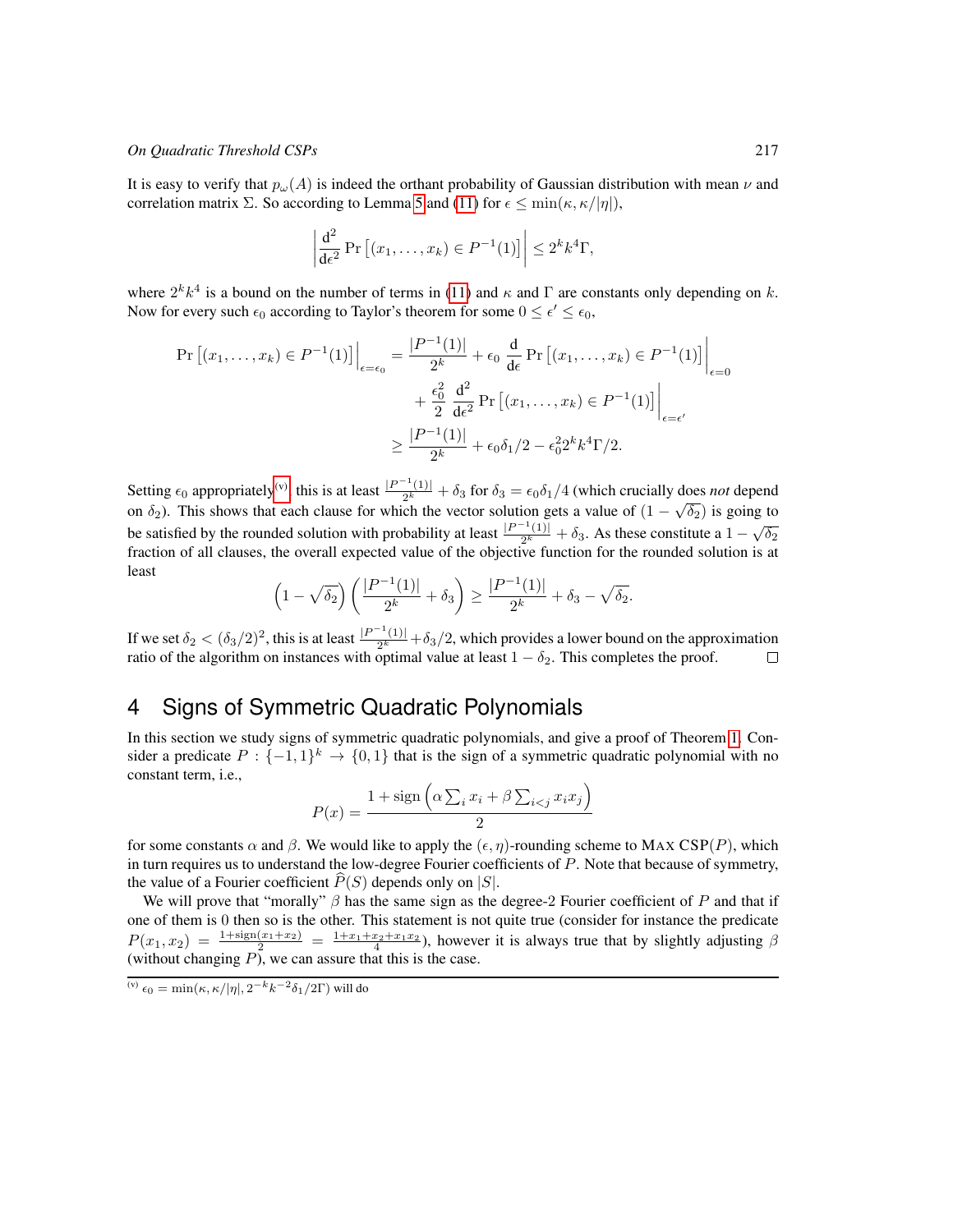It is easy to verify that $p_\omega(A)$ is indeed the orthant probability of Gaussian distribution with mean $\nu$ and correlation matrix $\Sigma$. So according to Lemma 5 and (11) for $\epsilon \le \min(\kappa, \kappa/|\eta|)$,

$$\left| \frac{\mathrm{d}^2}{\mathrm{d}\epsilon^2} \Pr\left[(x_1, \ldots, x_k) \in P^{-1}(1)\right] \right| \le 2^k k^4 \Gamma,$$

where $2^k k^4$ is a bound on the number of terms in (11) and $\kappa$ and $\Gamma$ are constants only depending on $k$. Now for every such $\epsilon_0$ according to Taylor's theorem for some $0 \le \epsilon' \le \epsilon_0$,

$$\begin{aligned}
\Pr\left[(x_1, \ldots, x_k) \in P^{-1}(1)\right]\Big|_{\epsilon=\epsilon_0} &= \frac{|P^{-1}(1)|}{2^k} + \epsilon_0 \, \frac{\mathrm{d}}{\mathrm{d}\epsilon} \Pr\left[(x_1, \ldots, x_k) \in P^{-1}(1)\right]\Big|_{\epsilon=0} \\
&\quad + \frac{\epsilon_0^2}{2} \, \frac{\mathrm{d}^2}{\mathrm{d}\epsilon^2} \Pr\left[(x_1, \ldots, x_k) \in P^{-1}(1)\right]\Big|_{\epsilon=\epsilon'} \\
&\ge \frac{|P^{-1}(1)|}{2^k} + \epsilon_0 \delta_1/2 - \epsilon_0^2 2^k k^4 \Gamma/2.
\end{aligned}$$

Setting $\epsilon_0$ appropriately[v] this is at least $\frac{|P^{-1}(1)|}{2^k} + \delta_3$ for $\delta_3 = \epsilon_0 \delta_1/4$ (which crucially does *not* depend on $\delta_2$). This shows that each clause for which the vector solution gets a value of $(1 - \sqrt{\delta_2})$ is going to be satisfied by the rounded solution with probability at least $\frac{|P^{-1}(1)|}{2^k} + \delta_3$. As these constitute a $1 - \sqrt{\delta_2}$ fraction of all clauses, the overall expected value of the objective function for the rounded solution is at least

$$\left(1 - \sqrt{\delta_2}\right)\left(\frac{|P^{-1}(1)|}{2^k} + \delta_3\right) \ge \frac{|P^{-1}(1)|}{2^k} + \delta_3 - \sqrt{\delta_2}.$$

If we set $\delta_2 < (\delta_3/2)^2$, this is at least $\frac{|P^{-1}(1)|}{2^k} + \delta_3/2$, which provides a lower bound on the approximation ratio of the algorithm on instances with optimal value at least $1 - \delta_2$. This completes the proof. $\square$

# 4 Signs of Symmetric Quadratic Polynomials

In this section we study signs of symmetric quadratic polynomials, and give a proof of Theorem 1. Consider a predicate $P : \{-1, 1\}^k \to \{0, 1\}$ that is the sign of a symmetric quadratic polynomial with no constant term, i.e.,

$$P(x) = \frac{1 + \operatorname{sign}\left(\alpha \sum_i x_i + \beta \sum_{i<j} x_i x_j\right)}{2}$$

for some constants $\alpha$ and $\beta$. We would like to apply the $(\epsilon, \eta)$-rounding scheme to MAX CSP$(P)$, which in turn requires us to understand the low-degree Fourier coefficients of $P$. Note that because of symmetry, the value of a Fourier coefficient $\widehat{P}(S)$ depends only on $|S|$.

We will prove that "morally" $\beta$ has the same sign as the degree-2 Fourier coefficient of $P$ and that if one of them is 0 then so is the other. This statement is not quite true (consider for instance the predicate $P(x_1, x_2) = \frac{1+\operatorname{sign}(x_1+x_2)}{2} = \frac{1+x_1+x_2+x_1x_2}{4}$), however it is always true that by slightly adjusting $\beta$ (without changing $P$), we can assure that this is the case.

---

[v] $\epsilon_0 = \min(\kappa, \kappa/|\eta|, 2^{-k} k^{-2} \delta_1/2\Gamma)$ will do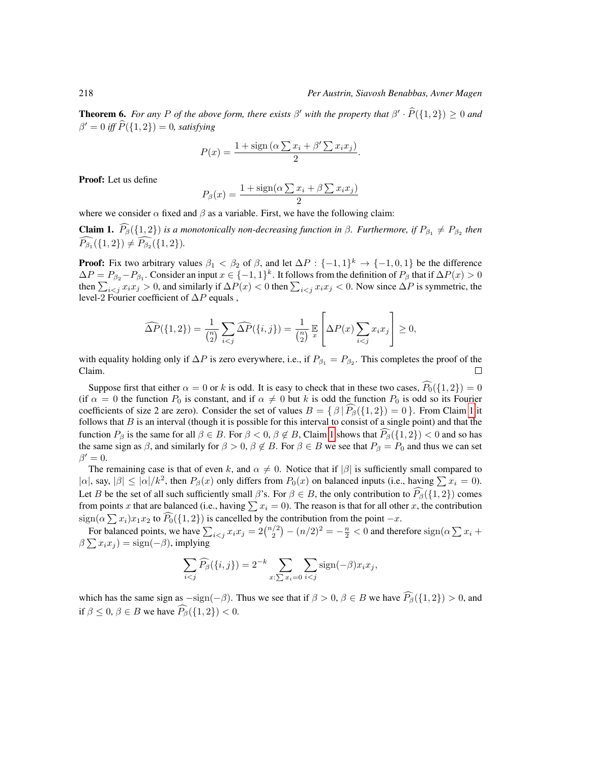**Theorem 6.** *For any $P$ of the above form, there exists $\beta'$ with the property that $\beta' \cdot \widehat{P}(\{1,2\}) \geq 0$ and $\beta' = 0$ iff $\widehat{P}(\{1,2\}) = 0$, satisfying*

$$P(x) = \frac{1 + \mathrm{sign}\left(\alpha \sum x_i + \beta' \sum x_i x_j\right)}{2}.$$

**Proof:** Let us define

$$P_\beta(x) = \frac{1 + \mathrm{sign}(\alpha \sum x_i + \beta \sum x_i x_j)}{2}$$

where we consider $\alpha$ fixed and $\beta$ as a variable. First, we have the following claim:

**Claim 1.** *$\widehat{P_\beta}(\{1,2\})$ is a monotonically non-decreasing function in $\beta$. Furthermore, if $P_{\beta_1} \neq P_{\beta_2}$ then $\widehat{P_{\beta_1}}(\{1,2\}) \neq \widehat{P_{\beta_2}}(\{1,2\})$.*

**Proof:** Fix two arbitrary values $\beta_1 < \beta_2$ of $\beta$, and let $\Delta P : \{-1,1\}^k \to \{-1,0,1\}$ be the difference $\Delta P = P_{\beta_2} - P_{\beta_1}$. Consider an input $x \in \{-1,1\}^k$. It follows from the definition of $P_\beta$ that if $\Delta P(x) > 0$ then $\sum_{i<j} x_i x_j > 0$, and similarly if $\Delta P(x) < 0$ then $\sum_{i<j} x_i x_j < 0$. Now since $\Delta P$ is symmetric, the level-2 Fourier coefficient of $\Delta P$ equals ,

$$\widehat{\Delta P}(\{1,2\}) = \frac{1}{\binom{n}{2}} \sum_{i<j} \widehat{\Delta P}(\{i,j\}) = \frac{1}{\binom{n}{2}} \mathop{\mathbb{E}}_{x}\left[\Delta P(x) \sum_{i<j} x_i x_j\right] \geq 0,$$

with equality holding only if $\Delta P$ is zero everywhere, i.e., if $P_{\beta_1} = P_{\beta_2}$. This completes the proof of the Claim. □

Suppose first that either $\alpha = 0$ or $k$ is odd. It is easy to check that in these two cases, $\widehat{P_0}(\{1,2\}) = 0$ (if $\alpha = 0$ the function $P_0$ is constant, and if $\alpha \neq 0$ but $k$ is odd the function $P_0$ is odd so its Fourier coefficients of size 2 are zero). Consider the set of values $B = \{\, \beta \mid \widehat{P_\beta}(\{1,2\}) = 0 \,\}$. From Claim 1 it follows that $B$ is an interval (though it is possible for this interval to consist of a single point) and that the function $P_\beta$ is the same for all $\beta \in B$. For $\beta < 0, \beta \notin B$, Claim 1 shows that $\widehat{P_\beta}(\{1,2\}) < 0$ and so has the same sign as $\beta$, and similarly for $\beta > 0, \beta \notin B$. For $\beta \in B$ we see that $P_\beta = P_0$ and thus we can set $\beta' = 0$.

The remaining case is that of even $k$, and $\alpha \neq 0$. Notice that if $|\beta|$ is sufficiently small compared to $|\alpha|$, say, $|\beta| \leq |\alpha|/k^2$, then $P_\beta(x)$ only differs from $P_0(x)$ on balanced inputs (i.e., having $\sum x_i = 0$). Let $B$ be the set of all such sufficiently small $\beta$'s. For $\beta \in B$, the only contribution to $\widehat{P_\beta}(\{1,2\})$ comes from points $x$ that are balanced (i.e., having $\sum x_i = 0$). The reason is that for all other $x$, the contribution $\mathrm{sign}(\alpha \sum x_i) x_1 x_2$ to $\widehat{P_0}(\{1,2\})$ is cancelled by the contribution from the point $-x$.

For balanced points, we have $\sum_{i<j} x_i x_j = 2\binom{n/2}{2} - (n/2)^2 = -\frac{n}{2} < 0$ and therefore $\mathrm{sign}(\alpha \sum x_i + \beta \sum x_i x_j) = \mathrm{sign}(-\beta)$, implying

$$\sum_{i<j} \widehat{P_\beta}(\{i,j\}) = 2^{-k} \sum_{x : \sum x_i = 0} \sum_{i<j} \mathrm{sign}(-\beta) x_i x_j,$$

which has the same sign as $-\mathrm{sign}(-\beta)$. Thus we see that if $\beta > 0, \beta \in B$ we have $\widehat{P_\beta}(\{1,2\}) > 0$, and if $\beta \leq 0, \beta \in B$ we have $\widehat{P_\beta}(\{1,2\}) < 0$.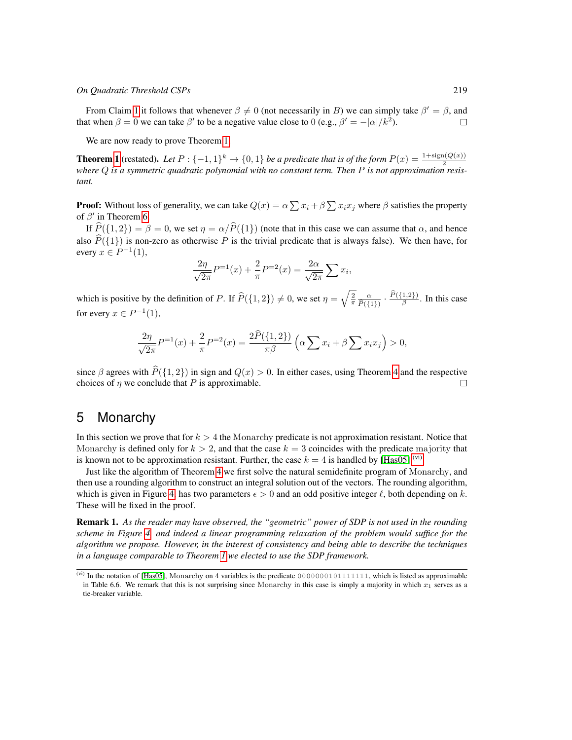From Claim 1 it follows that whenever $\beta \neq 0$ (not necessarily in $B$) we can simply take $\beta' = \beta$, and that when $\beta = 0$ we can take $\beta'$ to be a negative value close to 0 (e.g., $\beta' = -|\alpha|/k^2$). $\square$

We are now ready to prove Theorem 1.

**Theorem 1** (restated). *Let $P : \{-1, 1\}^k \to \{0, 1\}$ be a predicate that is of the form $P(x) = \frac{1+\text{sign}(Q(x))}{2}$ where $Q$ is a symmetric quadratic polynomial with no constant term. Then $P$ is not approximation resistant.*

**Proof:** Without loss of generality, we can take $Q(x) = \alpha \sum x_i + \beta \sum x_i x_j$ where $\beta$ satisfies the property of $\beta'$ in Theorem 6.

If $\widehat{P}(\{1, 2\}) = \beta = 0$, we set $\eta = \alpha/\widehat{P}(\{1\})$ (note that in this case we can assume that $\alpha$, and hence also $\widehat{P}(\{1\})$ is non-zero as otherwise $P$ is the trivial predicate that is always false). We then have, for every $x \in P^{-1}(1)$,

$$\frac{2\eta}{\sqrt{2\pi}} P^{=1}(x) + \frac{2}{\pi} P^{=2}(x) = \frac{2\alpha}{\sqrt{2\pi}} \sum x_i,$$

which is positive by the definition of $P$. If $\widehat{P}(\{1, 2\}) \neq 0$, we set $\eta = \sqrt{\frac{2}{\pi}} \frac{\alpha}{\widehat{P}(\{1\})} \cdot \frac{\widehat{P}(\{1,2\})}{\beta}$. In this case for every $x \in P^{-1}(1)$,

$$\frac{2\eta}{\sqrt{2\pi}} P^{=1}(x) + \frac{2}{\pi} P^{=2}(x) = \frac{2\widehat{P}(\{1, 2\})}{\pi\beta} \left(\alpha \sum x_i + \beta \sum x_i x_j\right) > 0,$$

since $\beta$ agrees with $\widehat{P}(\{1, 2\})$ in sign and $Q(x) > 0$. In either cases, using Theorem 4 and the respective choices of $\eta$ we conclude that $P$ is approximable. $\square$

# 5 Monarchy

In this section we prove that for $k > 4$ the Monarchy predicate is not approximation resistant. Notice that Monarchy is defined only for $k > 2$, and that the case $k = 3$ coincides with the predicate majority that is known not to be approximation resistant. Further, the case $k = 4$ is handled by [Has05].[vi]

Just like the algorithm of Theorem 4 we first solve the natural semidefinite program of Monarchy, and then use a rounding algorithm to construct an integral solution out of the vectors. The rounding algorithm, which is given in Figure 4, has two parameters $\epsilon > 0$ and an odd positive integer $\ell$, both depending on $k$. These will be fixed in the proof.

**Remark 1.** *As the reader may have observed, the "geometric" power of SDP is not used in the rounding scheme in Figure 4, and indeed a linear programming relaxation of the problem would suffice for the algorithm we propose. However, in the interest of consistency and being able to describe the techniques in a language comparable to Theorem 1 we elected to use the SDP framework.*

---

[vi] In the notation of [Has05], Monarchy on 4 variables is the predicate `0000000101111111`, which is listed as approximable in Table 6.6. We remark that this is not surprising since Monarchy in this case is simply a majority in which $x_1$ serves as a tie-breaker variable.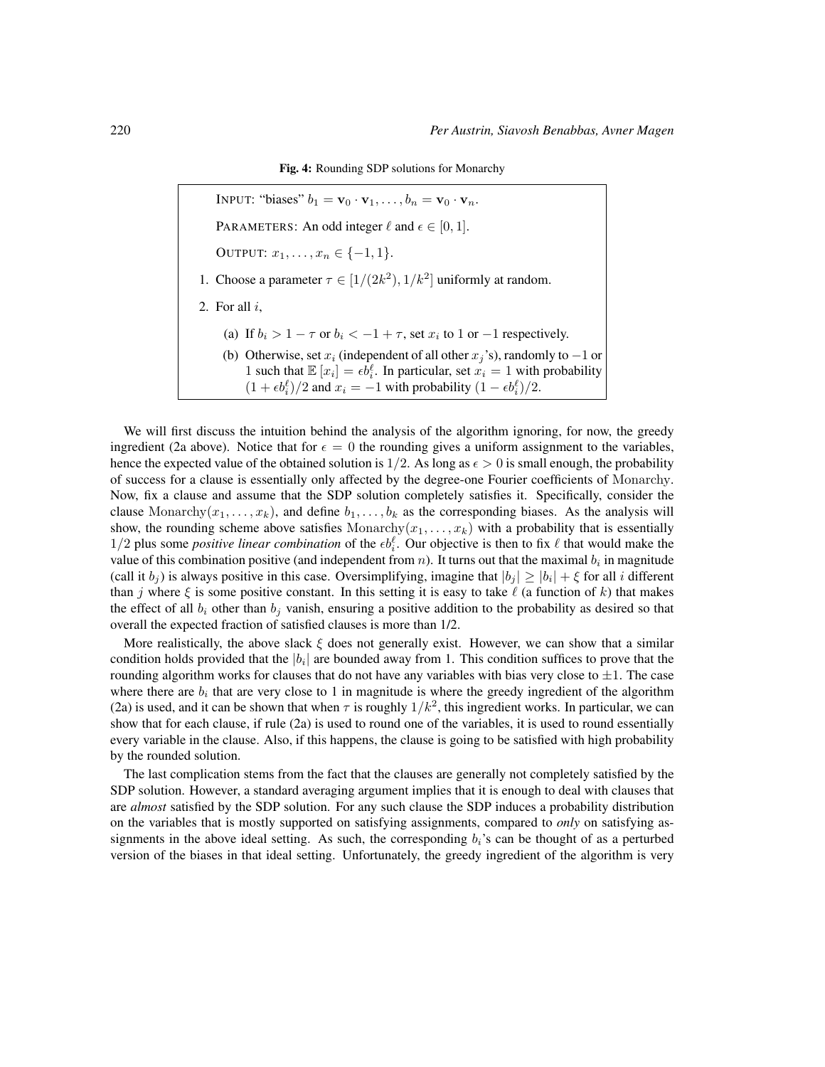**Fig. 4:** Rounding SDP solutions for Monarchy

INPUT: "biases" $b_1 = \mathbf{v}_0 \cdot \mathbf{v}_1, \ldots, b_n = \mathbf{v}_0 \cdot \mathbf{v}_n$.

PARAMETERS: An odd integer $\ell$ and $\epsilon \in [0, 1]$.

OUTPUT: $x_1, \ldots, x_n \in \{-1, 1\}$.

1. Choose a parameter $\tau \in [1/(2k^2), 1/k^2]$ uniformly at random.
2. For all $i$,
   (a) If $b_i > 1 - \tau$ or $b_i < -1 + \tau$, set $x_i$ to 1 or $-1$ respectively.
   (b) Otherwise, set $x_i$ (independent of all other $x_j$'s), randomly to $-1$ or 1 such that $\mathbb{E}[x_i] = \epsilon b_i^\ell$. In particular, set $x_i = 1$ with probability $(1 + \epsilon b_i^\ell)/2$ and $x_i = -1$ with probability $(1 - \epsilon b_i^\ell)/2$.

We will first discuss the intuition behind the analysis of the algorithm ignoring, for now, the greedy ingredient (2a above). Notice that for $\epsilon = 0$ the rounding gives a uniform assignment to the variables, hence the expected value of the obtained solution is $1/2$. As long as $\epsilon > 0$ is small enough, the probability of success for a clause is essentially only affected by the degree-one Fourier coefficients of $\mathrm{Monarchy}$. Now, fix a clause and assume that the SDP solution completely satisfies it. Specifically, consider the clause $\mathrm{Monarchy}(x_1, \ldots, x_k)$, and define $b_1, \ldots, b_k$ as the corresponding biases. As the analysis will show, the rounding scheme above satisfies $\mathrm{Monarchy}(x_1, \ldots, x_k)$ with a probability that is essentially $1/2$ plus some *positive linear combination* of the $\epsilon b_i^\ell$. Our objective is then to fix $\ell$ that would make the value of this combination positive (and independent from $n$). It turns out that the maximal $b_i$ in magnitude (call it $b_j$) is always positive in this case. Oversimplifying, imagine that $|b_j| \geq |b_i| + \xi$ for all $i$ different than $j$ where $\xi$ is some positive constant. In this setting it is easy to take $\ell$ (a function of $k$) that makes the effect of all $b_i$ other than $b_j$ vanish, ensuring a positive addition to the probability as desired so that overall the expected fraction of satisfied clauses is more than 1/2.

More realistically, the above slack $\xi$ does not generally exist. However, we can show that a similar condition holds provided that the $|b_i|$ are bounded away from 1. This condition suffices to prove that the rounding algorithm works for clauses that do not have any variables with bias very close to $\pm 1$. The case where there are $b_i$ that are very close to 1 in magnitude is where the greedy ingredient of the algorithm (2a) is used, and it can be shown that when $\tau$ is roughly $1/k^2$, this ingredient works. In particular, we can show that for each clause, if rule (2a) is used to round one of the variables, it is used to round essentially every variable in the clause. Also, if this happens, the clause is going to be satisfied with high probability by the rounded solution.

The last complication stems from the fact that the clauses are generally not completely satisfied by the SDP solution. However, a standard averaging argument implies that it is enough to deal with clauses that are *almost* satisfied by the SDP solution. For any such clause the SDP induces a probability distribution on the variables that is mostly supported on satisfying assignments, compared to *only* on satisfying assignments in the above ideal setting. As such, the corresponding $b_i$'s can be thought of as a perturbed version of the biases in that ideal setting. Unfortunately, the greedy ingredient of the algorithm is very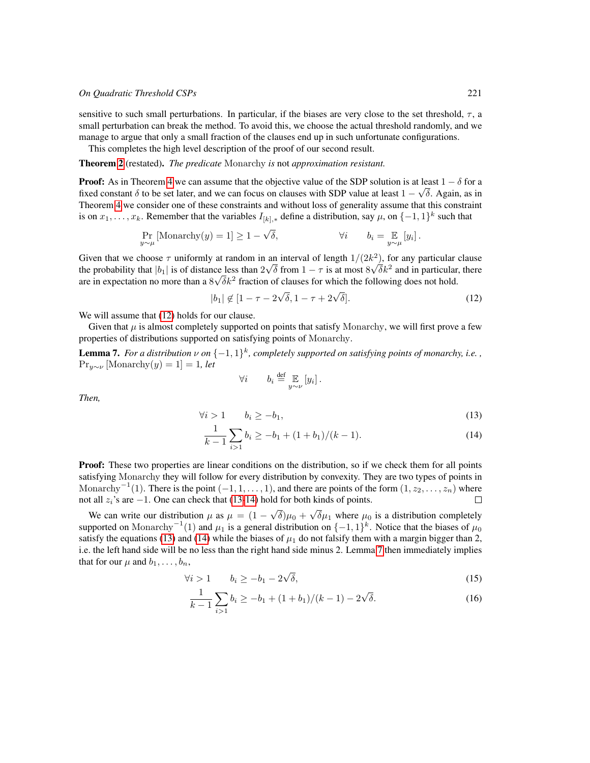sensitive to such small perturbations. In particular, if the biases are very close to the set threshold, $\tau$, a small perturbation can break the method. To avoid this, we choose the actual threshold randomly, and we manage to argue that only a small fraction of the clauses end up in such unfortunate configurations.

This completes the high level description of the proof of our second result.

**Theorem 2** (restated). *The predicate* Monarchy *is* not *approximation resistant.*

**Proof:** As in Theorem 4 we can assume that the objective value of the SDP solution is at least $1-\delta$ for a fixed constant $\delta$ to be set later, and we can focus on clauses with SDP value at least $1-\sqrt{\delta}$. Again, as in Theorem 4 we consider one of these constraints and without loss of generality assume that this constraint is on $x_1, \ldots, x_k$. Remember that the variables $I_{[k],*}$ define a distribution, say $\mu$, on $\{-1,1\}^k$ such that

$$\Pr_{y\sim\mu}[\mathrm{Monarchy}(y)=1] \geq 1-\sqrt{\delta}, \qquad\qquad \forall i \qquad b_i = \mathop{\mathbb{E}}_{y\sim\mu}[y_i].$$

Given that we choose $\tau$ uniformly at random in an interval of length $1/(2k^2)$, for any particular clause the probability that $|b_1|$ is of distance less than $2\sqrt{\delta}$ from $1-\tau$ is at most $8\sqrt{\delta}k^2$ and in particular, there are in expectation no more than a $8\sqrt{\delta}k^2$ fraction of clauses for which the following does not hold.

$$|b_1| \notin [1-\tau-2\sqrt{\delta}, 1-\tau+2\sqrt{\delta}]. \tag{12}$$

We will assume that (12) holds for our clause.

Given that $\mu$ is almost completely supported on points that satisfy Monarchy, we will first prove a few properties of distributions supported on satisfying points of Monarchy.

**Lemma 7.** *For a distribution $\nu$ on $\{-1,1\}^k$, completely supported on satisfying points of monarchy, i.e. , $\Pr_{y\sim\nu}[\mathrm{Monarchy}(y)=1]=1$, let*

$$\forall i \qquad b_i \stackrel{\text{def}}{=} \mathop{\mathbb{E}}_{y\sim\nu}[y_i].$$

*Then,*

$$\forall i > 1 \qquad b_i \geq -b_1, \tag{13}$$

$$\frac{1}{k-1}\sum_{i>1} b_i \geq -b_1 + (1+b_1)/(k-1). \tag{14}$$

**Proof:** These two properties are linear conditions on the distribution, so if we check them for all points satisfying Monarchy they will follow for every distribution by convexity. They are two types of points in $\mathrm{Monarchy}^{-1}(1)$. There is the point $(-1,1,\ldots,1)$, and there are points of the form $(1,z_2,\ldots,z_n)$ where not all $z_i$'s are $-1$. One can check that (13-14) hold for both kinds of points. □

We can write our distribution $\mu$ as $\mu = (1-\sqrt{\delta})\mu_0 + \sqrt{\delta}\mu_1$ where $\mu_0$ is a distribution completely supported on $\mathrm{Monarchy}^{-1}(1)$ and $\mu_1$ is a general distribution on $\{-1,1\}^k$. Notice that the biases of $\mu_0$ satisfy the equations (13) and (14) while the biases of $\mu_1$ do not falsify them with a margin bigger than 2, i.e. the left hand side will be no less than the right hand side minus 2. Lemma 7 then immediately implies that for our $\mu$ and $b_1, \ldots, b_n$,

$$\forall i > 1 \qquad b_i \geq -b_1 - 2\sqrt{\delta}, \tag{15}$$

$$\frac{1}{k-1}\sum_{i>1} b_i \geq -b_1 + (1+b_1)/(k-1) - 2\sqrt{\delta}. \tag{16}$$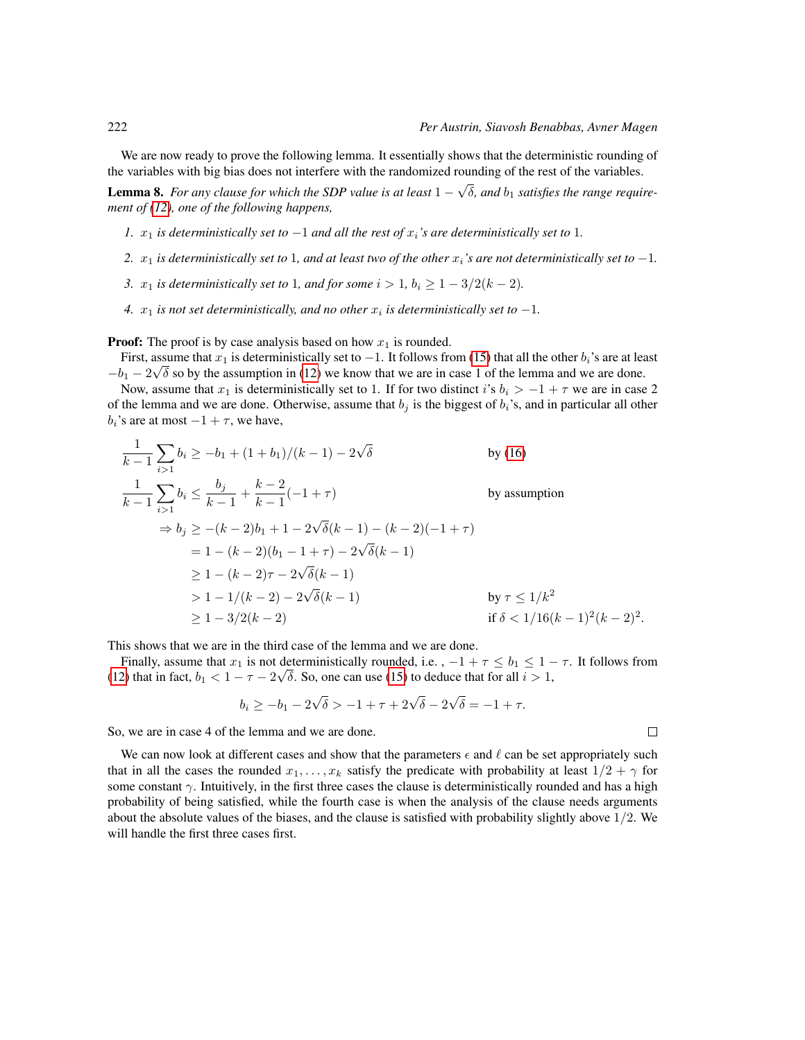We are now ready to prove the following lemma. It essentially shows that the deterministic rounding of the variables with big bias does not interfere with the randomized rounding of the rest of the variables.

**Lemma 8.** *For any clause for which the SDP value is at least $1 - \sqrt{\delta}$, and $b_1$ satisfies the range requirement of (12), one of the following happens,*

1. *$x_1$ is deterministically set to $-1$ and all the rest of $x_i$'s are deterministically set to $1$.*
2. *$x_1$ is deterministically set to $1$, and at least two of the other $x_i$'s are not deterministically set to $-1$.*
3. *$x_1$ is deterministically set to $1$, and for some $i > 1$, $b_i \geq 1 - 3/2(k-2)$.*
4. *$x_1$ is not set deterministically, and no other $x_i$ is deterministically set to $-1$.*

**Proof:** The proof is by case analysis based on how $x_1$ is rounded.

First, assume that $x_1$ is deterministically set to $-1$. It follows from (15) that all the other $b_i$'s are at least $-b_1 - 2\sqrt{\delta}$ so by the assumption in (12) we know that we are in case 1 of the lemma and we are done.

Now, assume that $x_1$ is deterministically set to 1. If for two distinct $i$'s $b_i > -1 + \tau$ we are in case 2 of the lemma and we are done. Otherwise, assume that $b_j$ is the biggest of $b_i$'s, and in particular all other $b_i$'s are at most $-1 + \tau$, we have,

$$
\begin{aligned}
\frac{1}{k-1}\sum_{i>1} b_i &\geq -b_1 + (1+b_1)/(k-1) - 2\sqrt{\delta} && \text{by (16)} \\
\frac{1}{k-1}\sum_{i>1} b_i &\leq \frac{b_j}{k-1} + \frac{k-2}{k-1}(-1+\tau) && \text{by assumption} \\
\Rightarrow b_j &\geq -(k-2)b_1 + 1 - 2\sqrt{\delta}(k-1) - (k-2)(-1+\tau) && \\
&= 1 - (k-2)(b_1 - 1 + \tau) - 2\sqrt{\delta}(k-1) && \\
&\geq 1 - (k-2)\tau - 2\sqrt{\delta}(k-1) && \\
&> 1 - 1/(k-2) - 2\sqrt{\delta}(k-1) && \text{by } \tau \leq 1/k^2 \\
&\geq 1 - 3/2(k-2) && \text{if } \delta < 1/16(k-1)^2(k-2)^2.
\end{aligned}
$$

This shows that we are in the third case of the lemma and we are done.

Finally, assume that $x_1$ is not deterministically rounded, i.e. , $-1 + \tau \leq b_1 \leq 1 - \tau$. It follows from (12) that in fact, $b_1 < 1 - \tau - 2\sqrt{\delta}$. So, one can use (15) to deduce that for all $i > 1$,

$$
b_i \geq -b_1 - 2\sqrt{\delta} > -1 + \tau + 2\sqrt{\delta} - 2\sqrt{\delta} = -1 + \tau.
$$

So, we are in case 4 of the lemma and we are done. □

We can now look at different cases and show that the parameters $\epsilon$ and $\ell$ can be set appropriately such that in all the cases the rounded $x_1, \ldots, x_k$ satisfy the predicate with probability at least $1/2 + \gamma$ for some constant $\gamma$. Intuitively, in the first three cases the clause is deterministically rounded and has a high probability of being satisfied, while the fourth case is when the analysis of the clause needs arguments about the absolute values of the biases, and the clause is satisfied with probability slightly above $1/2$. We will handle the first three cases first.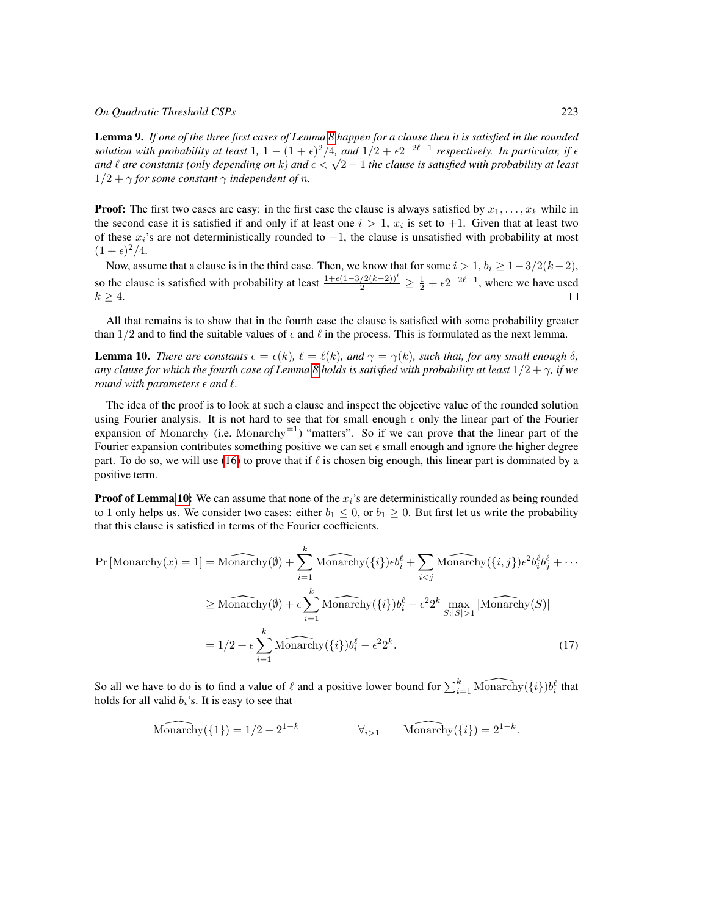**Lemma 9.** *If one of the three first cases of Lemma 8 happen for a clause then it is satisfied in the rounded solution with probability at least* $1$*,* $1-(1+\epsilon)^2/4$*, and* $1/2+\epsilon 2^{-2\ell-1}$ *respectively. In particular, if* $\epsilon$ *and* $\ell$ *are constants (only depending on* $k$*) and* $\epsilon < \sqrt{2}-1$ *the clause is satisfied with probability at least* $1/2+\gamma$ *for some constant* $\gamma$ *independent of* $n$*.*

**Proof:** The first two cases are easy: in the first case the clause is always satisfied by $x_1, \ldots, x_k$ while in the second case it is satisfied if and only if at least one $i > 1$, $x_i$ is set to $+1$. Given that at least two of these $x_i$'s are not deterministically rounded to $-1$, the clause is unsatisfied with probability at most $(1+\epsilon)^2/4$.

Now, assume that a clause is in the third case. Then, we know that for some $i > 1$, $b_i \geq 1 - 3/2(k-2)$, so the clause is satisfied with probability at least $\frac{1+\epsilon(1-3/2(k-2))^\ell}{2} \geq \frac{1}{2} + \epsilon 2^{-2\ell-1}$, where we have used $k \geq 4$. □

All that remains is to show that in the fourth case the clause is satisfied with some probability greater than $1/2$ and to find the suitable values of $\epsilon$ and $\ell$ in the process. This is formulated as the next lemma.

**Lemma 10.** *There are constants* $\epsilon = \epsilon(k)$*,* $\ell = \ell(k)$*, and* $\gamma = \gamma(k)$*, such that, for any small enough* $\delta$*, any clause for which the fourth case of Lemma 8 holds is satisfied with probability at least* $1/2+\gamma$*, if we round with parameters* $\epsilon$ *and* $\ell$*.*

The idea of the proof is to look at such a clause and inspect the objective value of the rounded solution using Fourier analysis. It is not hard to see that for small enough $\epsilon$ only the linear part of the Fourier expansion of $\mathrm{Monarchy}$ (i.e. $\mathrm{Monarchy}^{=1}$) "matters". So if we can prove that the linear part of the Fourier expansion contributes something positive we can set $\epsilon$ small enough and ignore the higher degree part. To do so, we will use (16) to prove that if $\ell$ is chosen big enough, this linear part is dominated by a positive term.

**Proof of Lemma 10:** We can assume that none of the $x_i$'s are deterministically rounded as being rounded to 1 only helps us. We consider two cases: either $b_1 \leq 0$, or $b_1 \geq 0$. But first let us write the probability that this clause is satisfied in terms of the Fourier coefficients.

$$
\begin{aligned}
\Pr\left[\mathrm{Monarchy}(x)=1\right] &= \widehat{\mathrm{Monarchy}}(\emptyset) + \sum_{i=1}^{k} \widehat{\mathrm{Monarchy}}(\{i\})\epsilon b_i^\ell + \sum_{i<j} \widehat{\mathrm{Monarchy}}(\{i,j\})\epsilon^2 b_i^\ell b_j^\ell + \cdots \\
&\geq \widehat{\mathrm{Monarchy}}(\emptyset) + \epsilon \sum_{i=1}^{k} \widehat{\mathrm{Monarchy}}(\{i\}) b_i^\ell - \epsilon^2 2^k \max_{S:|S|>1} |\widehat{\mathrm{Monarchy}}(S)| \\
&= 1/2 + \epsilon \sum_{i=1}^{k} \widehat{\mathrm{Monarchy}}(\{i\}) b_i^\ell - \epsilon^2 2^k. \qquad (17)
\end{aligned}
$$

So all we have to do is to find a value of $\ell$ and a positive lower bound for $\sum_{i=1}^{k} \widehat{\mathrm{Monarchy}}(\{i\}) b_i^\ell$ that holds for all valid $b_i$'s. It is easy to see that

$$
\widehat{\mathrm{Monarchy}}(\{1\}) = 1/2 - 2^{1-k} \qquad \forall_{i>1} \quad \widehat{\mathrm{Monarchy}}(\{i\}) = 2^{1-k}.
$$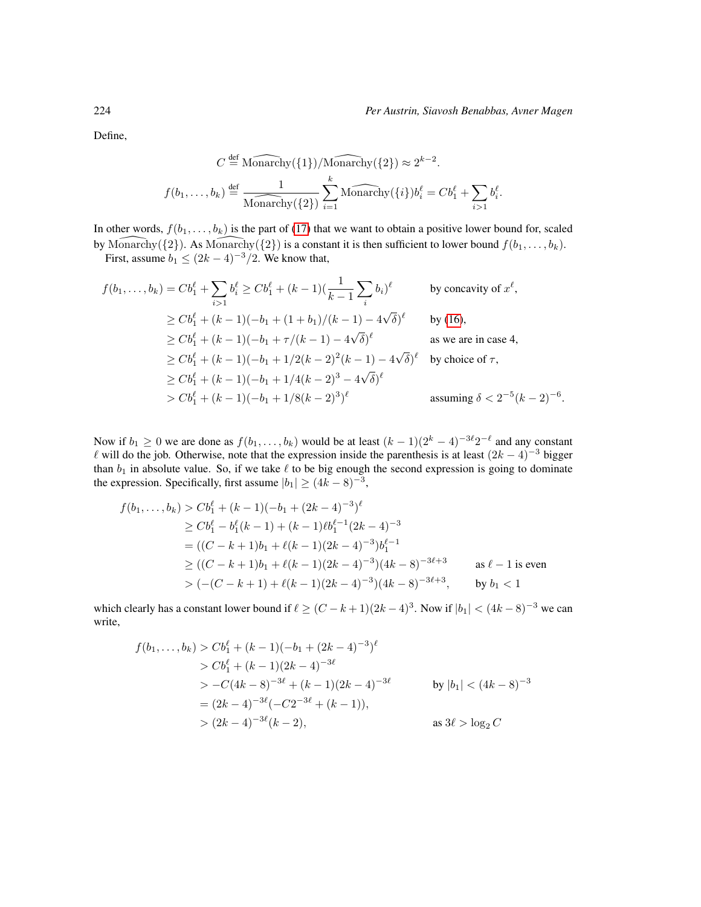Define,

$$C \stackrel{\text{def}}{=} \widehat{\text{Monarchy}}(\{1\})/\widehat{\text{Monarchy}}(\{2\}) \approx 2^{k-2}.$$

$$f(b_1,\ldots,b_k) \stackrel{\text{def}}{=} \frac{1}{\widehat{\text{Monarchy}}(\{2\})}\sum_{i=1}^{k}\widehat{\text{Monarchy}}(\{i\})b_i^\ell = Cb_1^\ell + \sum_{i>1} b_i^\ell.$$

In other words, $f(b_1,\ldots,b_k)$ is the part of (17) that we want to obtain a positive lower bound for, scaled by $\widehat{\text{Monarchy}}(\{2\})$. As $\widehat{\text{Monarchy}}(\{2\})$ is a constant it is then sufficient to lower bound $f(b_1,\ldots,b_k)$.

First, assume $b_1 \le (2k-4)^{-3}/2$. We know that,

$$\begin{aligned}
f(b_1,\ldots,b_k) = Cb_1^\ell + \sum_{i>1} b_i^\ell &\ge Cb_1^\ell + (k-1)\Big(\frac{1}{k-1}\sum_i b_i\Big)^\ell && \text{by concavity of } x^\ell,\\
&\ge Cb_1^\ell + (k-1)(-b_1 + (1+b_1)/(k-1) - 4\sqrt{\delta})^\ell && \text{by (16)},\\
&\ge Cb_1^\ell + (k-1)(-b_1 + \tau/(k-1) - 4\sqrt{\delta})^\ell && \text{as we are in case 4},\\
&\ge Cb_1^\ell + (k-1)(-b_1 + 1/2(k-2)^2(k-1) - 4\sqrt{\delta})^\ell && \text{by choice of } \tau,\\
&\ge Cb_1^\ell + (k-1)(-b_1 + 1/4(k-2)^3 - 4\sqrt{\delta})^\ell\\
&> Cb_1^\ell + (k-1)(-b_1 + 1/8(k-2)^3)^\ell && \text{assuming } \delta < 2^{-5}(k-2)^{-6}.
\end{aligned}$$

Now if $b_1 \ge 0$ we are done as $f(b_1,\ldots,b_k)$ would be at least $(k-1)(2^k-4)^{-3\ell}2^{-\ell}$ and any constant $\ell$ will do the job. Otherwise, note that the expression inside the parenthesis is at least $(2k-4)^{-3}$ bigger than $b_1$ in absolute value. So, if we take $\ell$ to be big enough the second expression is going to dominate the expression. Specifically, first assume $|b_1| \ge (4k-8)^{-3}$,

$$\begin{aligned}
f(b_1,\ldots,b_k) &> Cb_1^\ell + (k-1)(-b_1 + (2k-4)^{-3})^\ell\\
&\ge Cb_1^\ell - b_1^\ell(k-1) + (k-1)\ell b_1^{\ell-1}(2k-4)^{-3}\\
&= ((C-k+1)b_1 + \ell(k-1)(2k-4)^{-3})b_1^{\ell-1}\\
&\ge ((C-k+1)b_1 + \ell(k-1)(2k-4)^{-3})(4k-8)^{-3\ell+3} && \text{as } \ell-1 \text{ is even}\\
&> (-(C-k+1) + \ell(k-1)(2k-4)^{-3})(4k-8)^{-3\ell+3}, && \text{by } b_1 < 1
\end{aligned}$$

which clearly has a constant lower bound if $\ell \ge (C-k+1)(2k-4)^3$. Now if $|b_1| < (4k-8)^{-3}$ we can write,

$$\begin{aligned}
f(b_1,\ldots,b_k) &> Cb_1^\ell + (k-1)(-b_1 + (2k-4)^{-3})^\ell\\
&> Cb_1^\ell + (k-1)(2k-4)^{-3\ell}\\
&> -C(4k-8)^{-3\ell} + (k-1)(2k-4)^{-3\ell} && \text{by } |b_1| < (4k-8)^{-3}\\
&= (2k-4)^{-3\ell}(-C2^{-3\ell} + (k-1)),\\
&> (2k-4)^{-3\ell}(k-2), && \text{as } 3\ell > \log_2 C
\end{aligned}$$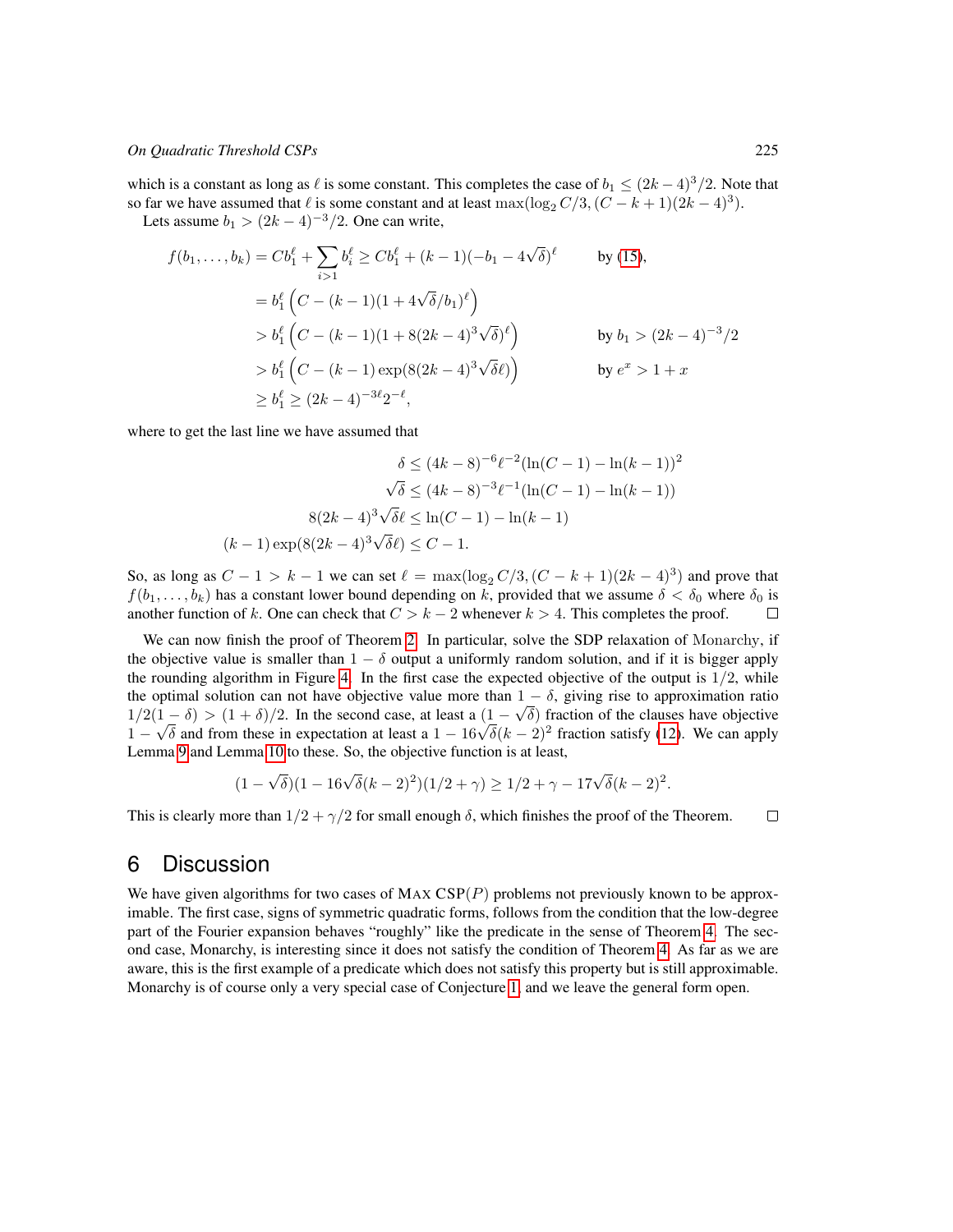which is a constant as long as $\ell$ is some constant. This completes the case of $b_1 \leq (2k-4)^3/2$. Note that so far we have assumed that $\ell$ is some constant and at least $\max(\log_2 C/3, (C-k+1)(2k-4)^3)$.

Lets assume $b_1 > (2k-4)^{-3}/2$. One can write,

$$
\begin{aligned}
f(b_1, \ldots, b_k) = Cb_1^\ell + \sum_{i>1} b_i^\ell &\geq Cb_1^\ell + (k-1)(-b_1 - 4\sqrt{\delta})^\ell && \text{by (15)}, \\
&= b_1^\ell \left( C - (k-1)(1 + 4\sqrt{\delta}/b_1)^\ell \right) \\
&> b_1^\ell \left( C - (k-1)(1 + 8(2k-4)^3\sqrt{\delta})^\ell \right) && \text{by } b_1 > (2k-4)^{-3}/2 \\
&> b_1^\ell \left( C - (k-1)\exp(8(2k-4)^3\sqrt{\delta}\ell) \right) && \text{by } e^x > 1 + x \\
&\geq b_1^\ell \geq (2k-4)^{-3\ell} 2^{-\ell},
\end{aligned}
$$

where to get the last line we have assumed that

$$
\begin{aligned}
\delta &\leq (4k-8)^{-6}\ell^{-2}(\ln(C-1) - \ln(k-1))^2 \\
\sqrt{\delta} &\leq (4k-8)^{-3}\ell^{-1}(\ln(C-1) - \ln(k-1)) \\
8(2k-4)^3\sqrt{\delta}\ell &\leq \ln(C-1) - \ln(k-1) \\
(k-1)\exp(8(2k-4)^3\sqrt{\delta}\ell) &\leq C-1.
\end{aligned}
$$

So, as long as $C-1 > k-1$ we can set $\ell = \max(\log_2 C/3, (C-k+1)(2k-4)^3)$ and prove that $f(b_1, \ldots, b_k)$ has a constant lower bound depending on $k$, provided that we assume $\delta < \delta_0$ where $\delta_0$ is another function of $k$. One can check that $C > k-2$ whenever $k > 4$. This completes the proof. □

We can now finish the proof of Theorem 2. In particular, solve the SDP relaxation of Monarchy, if the objective value is smaller than $1-\delta$ output a uniformly random solution, and if it is bigger apply the rounding algorithm in Figure 4. In the first case the expected objective of the output is $1/2$, while the optimal solution can not have objective value more than $1-\delta$, giving rise to approximation ratio $1/2(1-\delta) > (1+\delta)/2$. In the second case, at least a $(1-\sqrt{\delta})$ fraction of the clauses have objective $1-\sqrt{\delta}$ and from these in expectation at least a $1-16\sqrt{\delta}(k-2)^2$ fraction satisfy (12). We can apply Lemma 9 and Lemma 10 to these. So, the objective function is at least,

$$
(1-\sqrt{\delta})(1-16\sqrt{\delta}(k-2)^2)(1/2+\gamma) \geq 1/2 + \gamma - 17\sqrt{\delta}(k-2)^2.
$$

This is clearly more than $1/2 + \gamma/2$ for small enough $\delta$, which finishes the proof of the Theorem. □

# 6 Discussion

We have given algorithms for two cases of MAX CSP($P$) problems not previously known to be approximable. The first case, signs of symmetric quadratic forms, follows from the condition that the low-degree part of the Fourier expansion behaves "roughly" like the predicate in the sense of Theorem 4. The second case, Monarchy, is interesting since it does not satisfy the condition of Theorem 4. As far as we are aware, this is the first example of a predicate which does not satisfy this property but is still approximable. Monarchy is of course only a very special case of Conjecture 1, and we leave the general form open.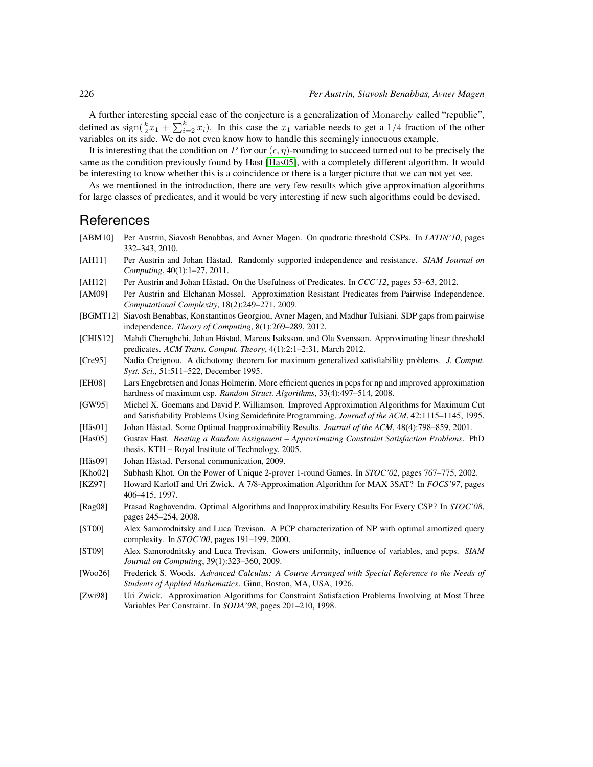A further interesting special case of the conjecture is a generalization of Monarchy called "republic", defined as $\mathrm{sign}(\frac{k}{2}x_1 + \sum_{i=2}^{k} x_i)$. In this case the $x_1$ variable needs to get a $1/4$ fraction of the other variables on its side. We do not even know how to handle this seemingly innocuous example.

It is interesting that the condition on $P$ for our $(\epsilon, \eta)$-rounding to succeed turned out to be precisely the same as the condition previously found by Hast [Has05], with a completely different algorithm. It would be interesting to know whether this is a coincidence or there is a larger picture that we can not yet see.

As we mentioned in the introduction, there are very few results which give approximation algorithms for large classes of predicates, and it would be very interesting if new such algorithms could be devised.

# References

[ABM10] Per Austrin, Siavosh Benabbas, and Avner Magen. On quadratic threshold CSPs. In *LATIN'10*, pages 332–343, 2010.

[AH11] Per Austrin and Johan Håstad. Randomly supported independence and resistance. *SIAM Journal on Computing*, 40(1):1–27, 2011.

[AH12] Per Austrin and Johan Håstad. On the Usefulness of Predicates. In *CCC'12*, pages 53–63, 2012.

[AM09] Per Austrin and Elchanan Mossel. Approximation Resistant Predicates from Pairwise Independence. *Computational Complexity*, 18(2):249–271, 2009.

[BGMT12] Siavosh Benabbas, Konstantinos Georgiou, Avner Magen, and Madhur Tulsiani. SDP gaps from pairwise independence. *Theory of Computing*, 8(1):269–289, 2012.

[CHIS12] Mahdi Cheraghchi, Johan Håstad, Marcus Isaksson, and Ola Svensson. Approximating linear threshold predicates. *ACM Trans. Comput. Theory*, 4(1):2:1–2:31, March 2012.

[Cre95] Nadia Creignou. A dichotomy theorem for maximum generalized satisfiability problems. *J. Comput. Syst. Sci.*, 51:511–522, December 1995.

[EH08] Lars Engebretsen and Jonas Holmerin. More efficient queries in pcps for np and improved approximation hardness of maximum csp. *Random Struct. Algorithms*, 33(4):497–514, 2008.

[GW95] Michel X. Goemans and David P. Williamson. Improved Approximation Algorithms for Maximum Cut and Satisfiability Problems Using Semidefinite Programming. *Journal of the ACM*, 42:1115–1145, 1995.

[Hås01] Johan Håstad. Some Optimal Inapproximability Results. *Journal of the ACM*, 48(4):798–859, 2001.

[Has05] Gustav Hast. *Beating a Random Assignment – Approximating Constraint Satisfaction Problems*. PhD thesis, KTH – Royal Institute of Technology, 2005.

[Hås09] Johan Håstad. Personal communication, 2009.

[Kho02] Subhash Khot. On the Power of Unique 2-prover 1-round Games. In *STOC'02*, pages 767–775, 2002.

[KZ97] Howard Karloff and Uri Zwick. A 7/8-Approximation Algorithm for MAX 3SAT? In *FOCS'97*, pages 406–415, 1997.

[Rag08] Prasad Raghavendra. Optimal Algorithms and Inapproximability Results For Every CSP? In *STOC'08*, pages 245–254, 2008.

[ST00] Alex Samorodnitsky and Luca Trevisan. A PCP characterization of NP with optimal amortized query complexity. In *STOC'00*, pages 191–199, 2000.

[ST09] Alex Samorodnitsky and Luca Trevisan. Gowers uniformity, influence of variables, and pcps. *SIAM Journal on Computing*, 39(1):323–360, 2009.

[Woo26] Frederick S. Woods. *Advanced Calculus: A Course Arranged with Special Reference to the Needs of Students of Applied Mathematics*. Ginn, Boston, MA, USA, 1926.

[Zwi98] Uri Zwick. Approximation Algorithms for Constraint Satisfaction Problems Involving at Most Three Variables Per Constraint. In *SODA'98*, pages 201–210, 1998.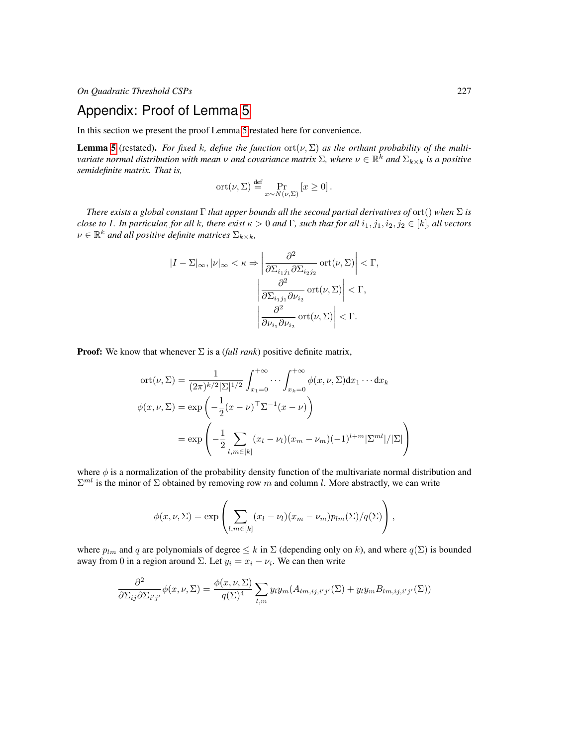## Appendix: Proof of Lemma 5

In this section we present the proof Lemma 5 restated here for convenience.

**Lemma 5** (restated). *For fixed $k$, define the function $\mathrm{ort}(\nu, \Sigma)$ as the orthant probability of the multivariate normal distribution with mean $\nu$ and covariance matrix $\Sigma$, where $\nu \in \mathbb{R}^k$ and $\Sigma_{k\times k}$ is a positive semidefinite matrix. That is,*

$$\mathrm{ort}(\nu, \Sigma) \stackrel{\text{def}}{=} \Pr_{x\sim N(\nu,\Sigma)}\left[x \geq 0\right].$$

*There exists a global constant $\Gamma$ that upper bounds all the second partial derivatives of $\mathrm{ort}()$ when $\Sigma$ is close to $I$. In particular, for all $k$, there exist $\kappa > 0$ and $\Gamma$, such that for all $i_1, j_1, i_2, j_2 \in [k]$, all vectors $\nu \in \mathbb{R}^k$ and all positive definite matrices $\Sigma_{k\times k}$,*

$$|I - \Sigma|_\infty, |\nu|_\infty < \kappa \Rightarrow \left|\frac{\partial^2}{\partial\Sigma_{i_1j_1}\partial\Sigma_{i_2j_2}}\,\mathrm{ort}(\nu,\Sigma)\right| < \Gamma,$$
$$\left|\frac{\partial^2}{\partial\Sigma_{i_1j_1}\partial\nu_{i_2}}\,\mathrm{ort}(\nu,\Sigma)\right| < \Gamma,$$
$$\left|\frac{\partial^2}{\partial\nu_{i_1}\partial\nu_{i_2}}\,\mathrm{ort}(\nu,\Sigma)\right| < \Gamma.$$

**Proof:** We know that whenever $\Sigma$ is a (*full rank*) positive definite matrix,

$$\begin{aligned}
\mathrm{ort}(\nu,\Sigma) &= \frac{1}{(2\pi)^{k/2}|\Sigma|^{1/2}}\int_{x_1=0}^{+\infty}\cdots\int_{x_k=0}^{+\infty}\phi(x,\nu,\Sigma)\mathrm{d}x_1\cdots\mathrm{d}x_k\\
\phi(x,\nu,\Sigma) &= \exp\left(-\frac{1}{2}(x-\nu)^\top\Sigma^{-1}(x-\nu)\right)\\
&= \exp\left(-\frac{1}{2}\sum_{l,m\in[k]}(x_l-\nu_l)(x_m-\nu_m)(-1)^{l+m}|\Sigma^{ml}|/|\Sigma|\right)
\end{aligned}$$

where $\phi$ is a normalization of the probability density function of the multivariate normal distribution and $\Sigma^{ml}$ is the minor of $\Sigma$ obtained by removing row $m$ and column $l$. More abstractly, we can write

$$\phi(x,\nu,\Sigma) = \exp\left(\sum_{l,m\in[k]}(x_l-\nu_l)(x_m-\nu_m)p_{lm}(\Sigma)/q(\Sigma)\right),$$

where $p_{lm}$ and $q$ are polynomials of degree $\leq k$ in $\Sigma$ (depending only on $k$), and where $q(\Sigma)$ is bounded away from 0 in a region around $\Sigma$. Let $y_i = x_i - \nu_i$. We can then write

$$\frac{\partial^2}{\partial\Sigma_{ij}\partial\Sigma_{i'j'}}\phi(x,\nu,\Sigma) = \frac{\phi(x,\nu,\Sigma)}{q(\Sigma)^4}\sum_{l,m}y_ly_m(A_{lm,ij,i'j'}(\Sigma) + y_ly_mB_{lm,ij,i'j'}(\Sigma))$$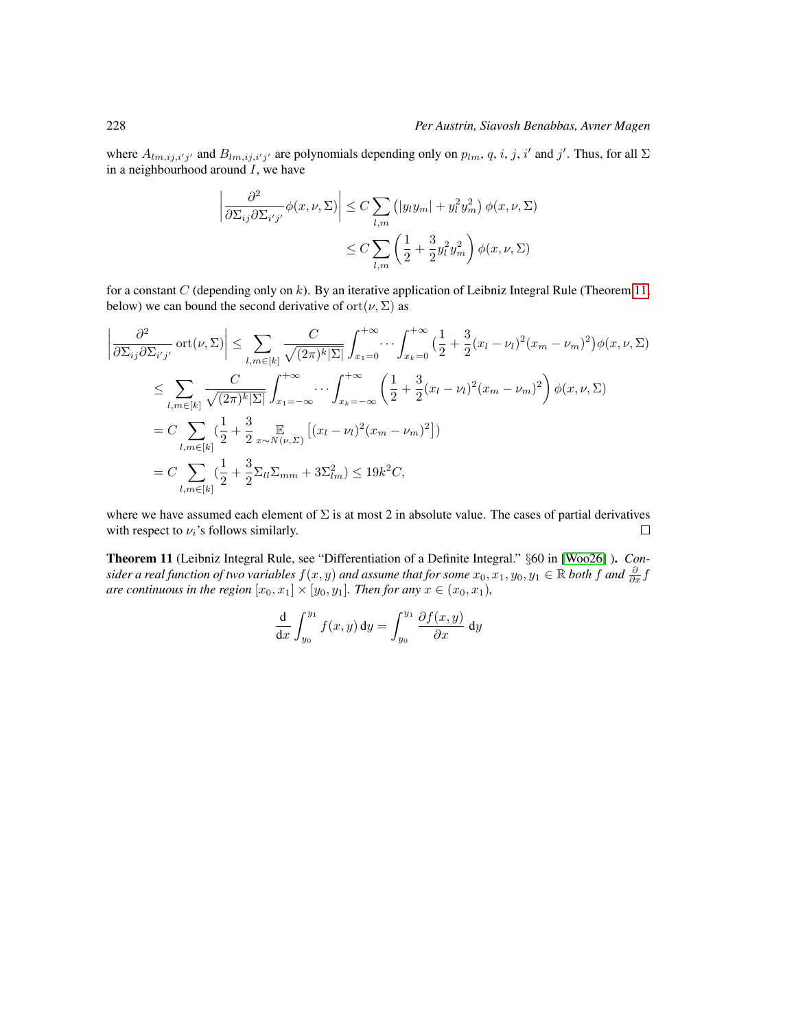where $A_{lm,ij,i'j'}$ and $B_{lm,ij,i'j'}$ are polynomials depending only on $p_{lm}$, $q$, $i$, $j$, $i'$ and $j'$. Thus, for all $\Sigma$ in a neighbourhood around $I$, we have

$$\left|\frac{\partial^2}{\partial \Sigma_{ij}\partial \Sigma_{i'j'}}\phi(x,\nu,\Sigma)\right| \le C\sum_{l,m}\left(|y_l y_m| + y_l^2 y_m^2\right)\phi(x,\nu,\Sigma)$$
$$\le C\sum_{l,m}\left(\frac{1}{2}+\frac{3}{2}y_l^2 y_m^2\right)\phi(x,\nu,\Sigma)$$

for a constant $C$ (depending only on $k$). By an iterative application of Leibniz Integral Rule (Theorem 11, below) we can bound the second derivative of $\mathrm{ort}(\nu,\Sigma)$ as

$$\begin{aligned}
\left|\frac{\partial^2}{\partial \Sigma_{ij}\partial \Sigma_{i'j'}}\mathrm{ort}(\nu,\Sigma)\right| &\le \sum_{l,m\in[k]}\frac{C}{\sqrt{(2\pi)^k|\Sigma|}}\int_{x_1=0}^{+\infty}\cdots\int_{x_k=0}^{+\infty}\big(\frac{1}{2}+\frac{3}{2}(x_l-\nu_l)^2(x_m-\nu_m)^2\big)\phi(x,\nu,\Sigma)\\
&\le \sum_{l,m\in[k]}\frac{C}{\sqrt{(2\pi)^k|\Sigma|}}\int_{x_1=-\infty}^{+\infty}\cdots\int_{x_k=-\infty}^{+\infty}\left(\frac{1}{2}+\frac{3}{2}(x_l-\nu_l)^2(x_m-\nu_m)^2\right)\phi(x,\nu,\Sigma)\\
&= C\sum_{l,m\in[k]}\big(\frac{1}{2}+\frac{3}{2}\mathop{\mathbb{E}}_{x\sim N(\nu,\Sigma)}\left[(x_l-\nu_l)^2(x_m-\nu_m)^2\right]\big)\\
&= C\sum_{l,m\in[k]}\big(\frac{1}{2}+\frac{3}{2}\Sigma_{ll}\Sigma_{mm}+3\Sigma_{lm}^2\big)\le 19k^2C,
\end{aligned}$$

where we have assumed each element of $\Sigma$ is at most 2 in absolute value. The cases of partial derivatives with respect to $\nu_i$'s follows similarly. □

**Theorem 11** (Leibniz Integral Rule, see "Differentiation of a Definite Integral." §60 in [Woo26] )**.** *Consider a real function of two variables $f(x,y)$ and assume that for some $x_0,x_1,y_0,y_1\in\mathbb{R}$ both $f$ and $\frac{\partial}{\partial x}f$ are continuous in the region $[x_0,x_1]\times[y_0,y_1]$. Then for any $x\in(x_0,x_1)$,*

$$\frac{\mathrm{d}}{\mathrm{d}x}\int_{y_0}^{y_1}f(x,y)\,\mathrm{d}y=\int_{y_0}^{y_1}\frac{\partial f(x,y)}{\partial x}\,\mathrm{d}y$$